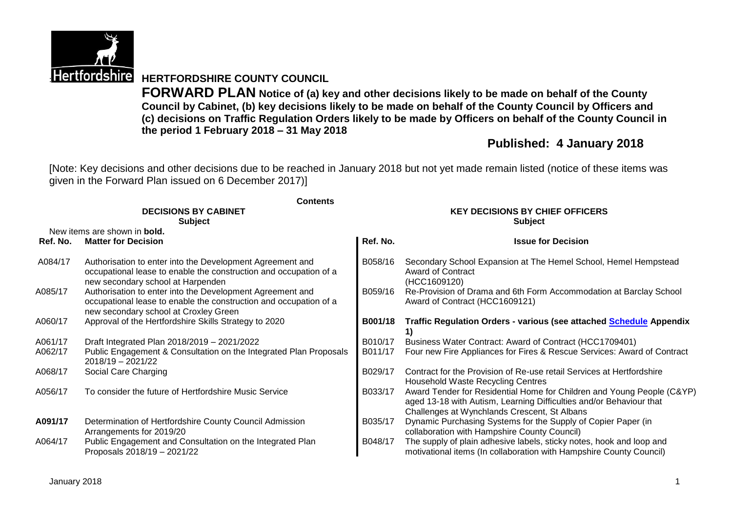# HERTFORDSHIRE COUNTY COUNCIL

**FORWARD PLAN Notice of (a) key and other decisions likely to be made on behalf of the County Council by Cabinet, (b) key decisions likely to be made on behalf of the County Council by Officers and (c) decisions on Traffic Regulation Orders likely to be made by Officers on behalf of the County Council in the period 1 February 2018 – 31 May 2018**

## Published: 4 January 2018

[Note: Key decisions and other decisions due to be reached in January 2018 but not yet made remain listed (notice of these items was given in the Forward Plan issued on 6 December 2017)]

**Contents**

**DECISIONS BY CABINET**
**Subject**

New items are shown in **bold.**

| Ref. No. | Matter for Decision |
|---|---|
| A084/17 | Authorisation to enter into the Development Agreement and occupational lease to enable the construction and occupation of a new secondary school at Harpenden |
| A085/17 | Authorisation to enter into the Development Agreement and occupational lease to enable the construction and occupation of a new secondary school at Croxley Green |
| A060/17 | Approval of the Hertfordshire Skills Strategy to 2020 |
| A061/17 | Draft Integrated Plan 2018/2019 – 2021/2022 |
| A062/17 | Public Engagement & Consultation on the Integrated Plan Proposals 2018/19 – 2021/22 |
| A068/17 | Social Care Charging |
| A056/17 | To consider the future of Hertfordshire Music Service |
| **A091/17** | Determination of Hertfordshire County Council Admission Arrangements for 2019/20 |
| A064/17 | Public Engagement and Consultation on the Integrated Plan Proposals 2018/19 – 2021/22 |

**KEY DECISIONS BY CHIEF OFFICERS**
**Subject**

| Ref. No. | Issue for Decision |
|---|---|
| B058/16 | Secondary School Expansion at The Hemel School, Hemel Hempstead Award of Contract (HCC1609120) |
| B059/16 | Re-Provision of Drama and 6th Form Accommodation at Barclay School Award of Contract (HCC1609121) |
| **B001/18** | **Traffic Regulation Orders - various (see attached Schedule Appendix 1)** |
| B010/17 | Business Water Contract: Award of Contract (HCC1709401) |
| B011/17 | Four new Fire Appliances for Fires & Rescue Services: Award of Contract |
| B029/17 | Contract for the Provision of Re-use retail Services at Hertfordshire Household Waste Recycling Centres |
| B033/17 | Award Tender for Residential Home for Children and Young People (C&YP) aged 13-18 with Autism, Learning Difficulties and/or Behaviour that Challenges at Wynchlands Crescent, St Albans |
| B035/17 | Dynamic Purchasing Systems for the Supply of Copier Paper (in collaboration with Hampshire County Council) |
| B048/17 | The supply of plain adhesive labels, sticky notes, hook and loop and motivational items (In collaboration with Hampshire County Council) |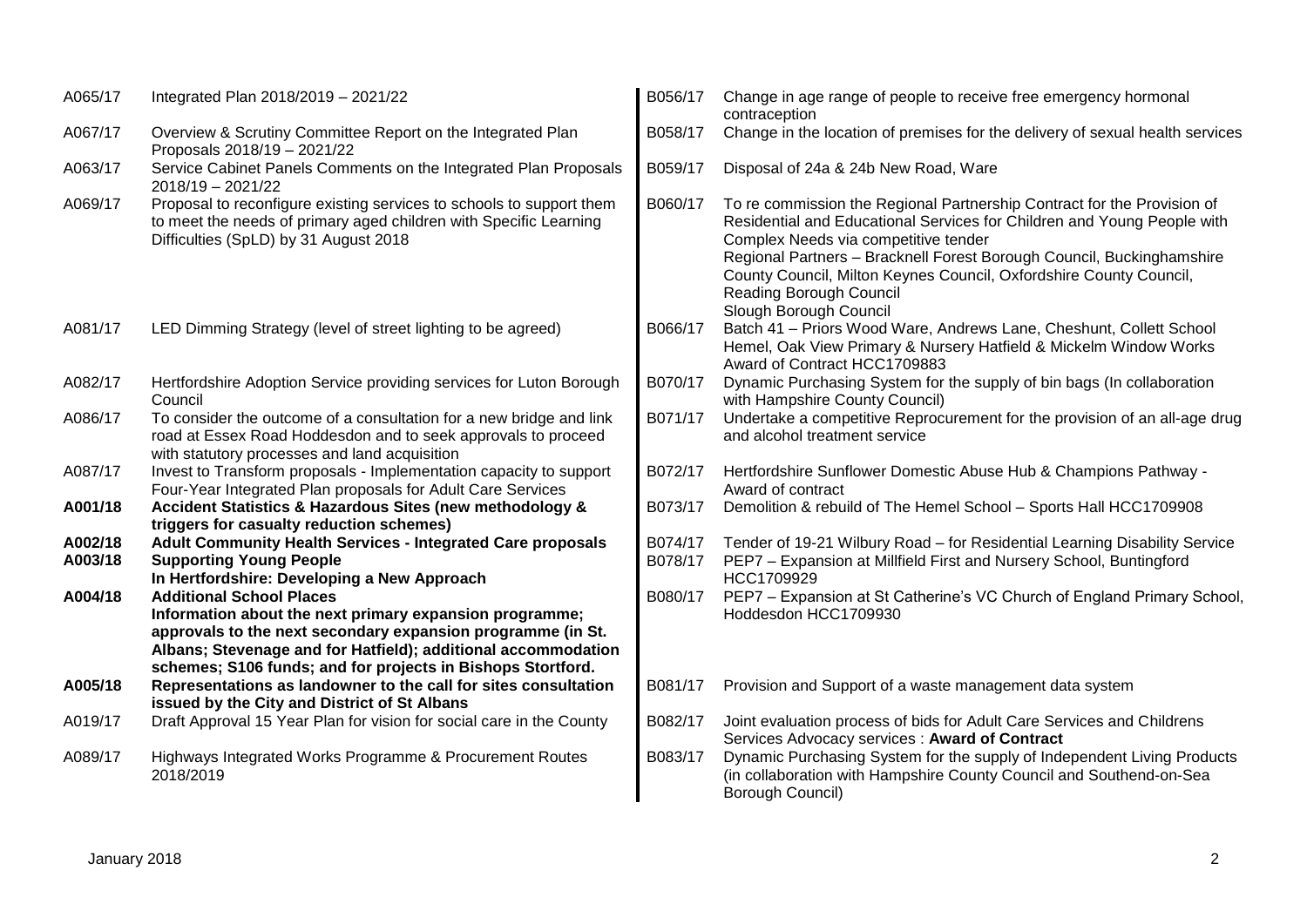| | |
|---|---|
| A065/17 | Integrated Plan 2018/2019 – 2021/22 |
| A067/17 | Overview & Scrutiny Committee Report on the Integrated Plan Proposals 2018/19 – 2021/22 |
| A063/17 | Service Cabinet Panels Comments on the Integrated Plan Proposals 2018/19 – 2021/22 |
| A069/17 | Proposal to reconfigure existing services to schools to support them to meet the needs of primary aged children with Specific Learning Difficulties (SpLD) by 31 August 2018 |
| A081/17 | LED Dimming Strategy (level of street lighting to be agreed) |
| A082/17 | Hertfordshire Adoption Service providing services for Luton Borough Council |
| A086/17 | To consider the outcome of a consultation for a new bridge and link road at Essex Road Hoddesdon and to seek approvals to proceed with statutory processes and land acquisition |
| A087/17 | Invest to Transform proposals - Implementation capacity to support Four-Year Integrated Plan proposals for Adult Care Services |
| **A001/18** | **Accident Statistics & Hazardous Sites (new methodology & triggers for casualty reduction schemes)** |
| **A002/18** | **Adult Community Health Services - Integrated Care proposals** |
| **A003/18** | **Supporting Young People In Hertfordshire: Developing a New Approach** |
| **A004/18** | **Additional School Places Information about the next primary expansion programme; approvals to the next secondary expansion programme (in St. Albans; Stevenage and for Hatfield); additional accommodation schemes; S106 funds; and for projects in Bishops Stortford.** |
| **A005/18** | **Representations as landowner to the call for sites consultation issued by the City and District of St Albans** |
| A019/17 | Draft Approval 15 Year Plan for vision for social care in the County |
| A089/17 | Highways Integrated Works Programme & Procurement Routes 2018/2019 |

| | |
|---|---|
| B056/17 | Change in age range of people to receive free emergency hormonal contraception |
| B058/17 | Change in the location of premises for the delivery of sexual health services |
| B059/17 | Disposal of 24a & 24b New Road, Ware |
| B060/17 | To re commission the Regional Partnership Contract for the Provision of Residential and Educational Services for Children and Young People with Complex Needs via competitive tender Regional Partners – Bracknell Forest Borough Council, Buckinghamshire County Council, Milton Keynes Council, Oxfordshire County Council, Reading Borough Council Slough Borough Council |
| B066/17 | Batch 41 – Priors Wood Ware, Andrews Lane, Cheshunt, Collett School Hemel, Oak View Primary & Nursery Hatfield & Mickelm Window Works Award of Contract HCC1709883 |
| B070/17 | Dynamic Purchasing System for the supply of bin bags (In collaboration with Hampshire County Council) |
| B071/17 | Undertake a competitive Reprocurement for the provision of an all-age drug and alcohol treatment service |
| B072/17 | Hertfordshire Sunflower Domestic Abuse Hub & Champions Pathway - Award of contract |
| B073/17 | Demolition & rebuild of The Hemel School – Sports Hall HCC1709908 |
| B074/17 | Tender of 19-21 Wilbury Road – for Residential Learning Disability Service |
| B078/17 | PEP7 – Expansion at Millfield First and Nursery School, Buntingford HCC1709929 |
| B080/17 | PEP7 – Expansion at St Catherine's VC Church of England Primary School, Hoddesdon HCC1709930 |
| B081/17 | Provision and Support of a waste management data system |
| B082/17 | Joint evaluation process of bids for Adult Care Services and Childrens Services Advocacy services : **Award of Contract** |
| B083/17 | Dynamic Purchasing System for the supply of Independent Living Products (in collaboration with Hampshire County Council and Southend-on-Sea Borough Council) |

January 2018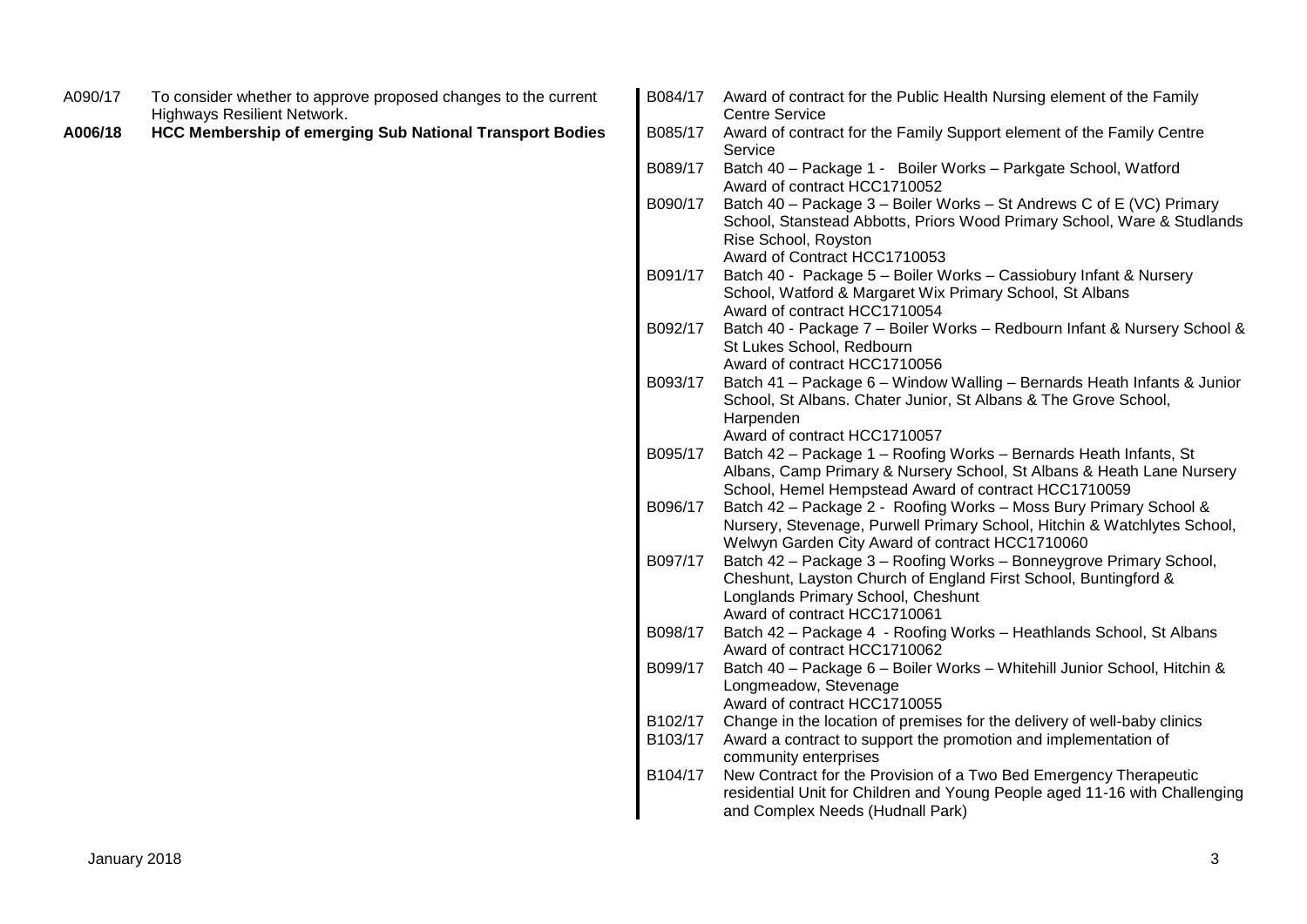A090/17 To consider whether to approve proposed changes to the current Highways Resilient Network.

**A006/18 HCC Membership of emerging Sub National Transport Bodies**

B084/17 Award of contract for the Public Health Nursing element of the Family Centre Service

B085/17 Award of contract for the Family Support element of the Family Centre Service

B089/17 Batch 40 – Package 1 - Boiler Works – Parkgate School, Watford
Award of contract HCC1710052

B090/17 Batch 40 – Package 3 – Boiler Works – St Andrews C of E (VC) Primary School, Stanstead Abbotts, Priors Wood Primary School, Ware & Studlands Rise School, Royston
Award of Contract HCC1710053

B091/17 Batch 40 - Package 5 – Boiler Works – Cassiobury Infant & Nursery School, Watford & Margaret Wix Primary School, St Albans
Award of contract HCC1710054

B092/17 Batch 40 - Package 7 – Boiler Works – Redbourn Infant & Nursery School & St Lukes School, Redbourn
Award of contract HCC1710056

B093/17 Batch 41 – Package 6 – Window Walling – Bernards Heath Infants & Junior School, St Albans. Chater Junior, St Albans & The Grove School, Harpenden
Award of contract HCC1710057

B095/17 Batch 42 – Package 1 – Roofing Works – Bernards Heath Infants, St Albans, Camp Primary & Nursery School, St Albans & Heath Lane Nursery School, Hemel Hempstead Award of contract HCC1710059

B096/17 Batch 42 – Package 2 - Roofing Works – Moss Bury Primary School & Nursery, Stevenage, Purwell Primary School, Hitchin & Watchlytes School, Welwyn Garden City Award of contract HCC1710060

B097/17 Batch 42 – Package 3 – Roofing Works – Bonneygrove Primary School, Cheshunt, Layston Church of England First School, Buntingford & Longlands Primary School, Cheshunt
Award of contract HCC1710061

B098/17 Batch 42 – Package 4 - Roofing Works – Heathlands School, St Albans
Award of contract HCC1710062

B099/17 Batch 40 – Package 6 – Boiler Works – Whitehill Junior School, Hitchin & Longmeadow, Stevenage
Award of contract HCC1710055

B102/17 Change in the location of premises for the delivery of well-baby clinics

B103/17 Award a contract to support the promotion and implementation of community enterprises

B104/17 New Contract for the Provision of a Two Bed Emergency Therapeutic residential Unit for Children and Young People aged 11-16 with Challenging and Complex Needs (Hudnall Park)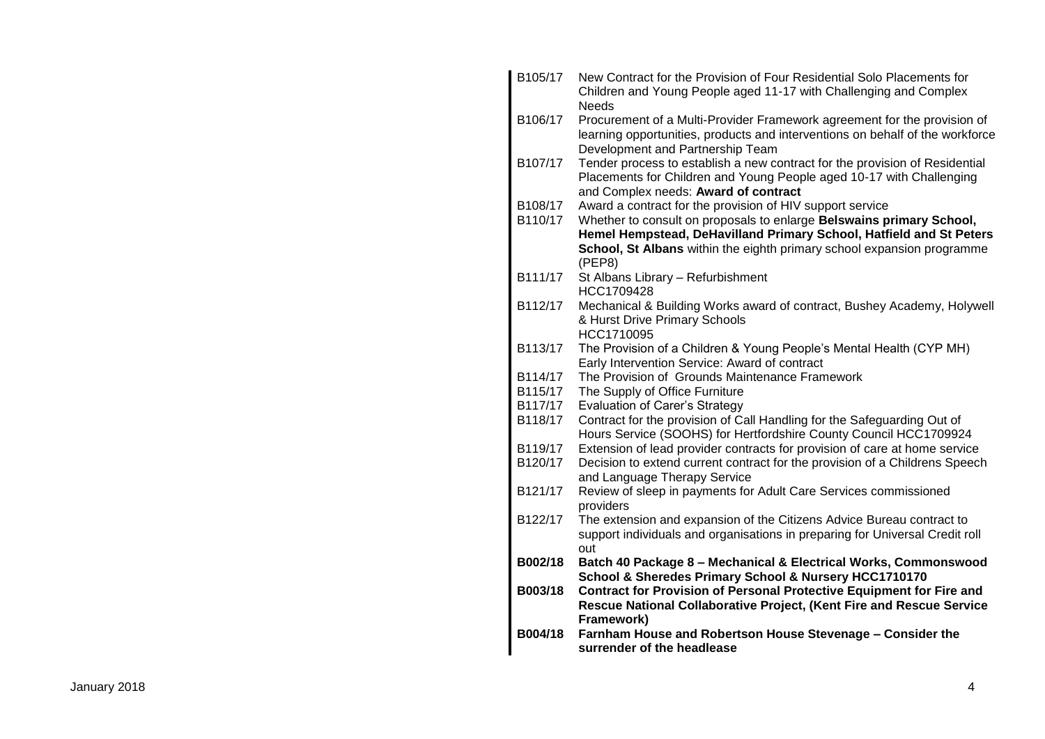| | |
|---|---|
| B105/17 | New Contract for the Provision of Four Residential Solo Placements for Children and Young People aged 11-17 with Challenging and Complex Needs |
| B106/17 | Procurement of a Multi-Provider Framework agreement for the provision of learning opportunities, products and interventions on behalf of the workforce Development and Partnership Team |
| B107/17 | Tender process to establish a new contract for the provision of Residential Placements for Children and Young People aged 10-17 with Challenging and Complex needs: **Award of contract** |
| B108/17 | Award a contract for the provision of HIV support service |
| B110/17 | Whether to consult on proposals to enlarge **Belswains primary School, Hemel Hempstead, DeHavilland Primary School, Hatfield and St Peters School, St Albans** within the eighth primary school expansion programme (PEP8) |
| B111/17 | St Albans Library – Refurbishment HCC1709428 |
| B112/17 | Mechanical & Building Works award of contract, Bushey Academy, Holywell & Hurst Drive Primary Schools HCC1710095 |
| B113/17 | The Provision of a Children & Young People's Mental Health (CYP MH) Early Intervention Service: Award of contract |
| B114/17 | The Provision of Grounds Maintenance Framework |
| B115/17 | The Supply of Office Furniture |
| B117/17 | Evaluation of Carer's Strategy |
| B118/17 | Contract for the provision of Call Handling for the Safeguarding Out of Hours Service (SOOHS) for Hertfordshire County Council HCC1709924 |
| B119/17 | Extension of lead provider contracts for provision of care at home service |
| B120/17 | Decision to extend current contract for the provision of a Childrens Speech and Language Therapy Service |
| B121/17 | Review of sleep in payments for Adult Care Services commissioned providers |
| B122/17 | The extension and expansion of the Citizens Advice Bureau contract to support individuals and organisations in preparing for Universal Credit roll out |
| **B002/18** | **Batch 40 Package 8 – Mechanical & Electrical Works, Commonswood School & Sheredes Primary School & Nursery HCC1710170** |
| **B003/18** | **Contract for Provision of Personal Protective Equipment for Fire and Rescue National Collaborative Project, (Kent Fire and Rescue Service Framework)** |
| **B004/18** | **Farnham House and Robertson House Stevenage – Consider the surrender of the headlease** |

January 2018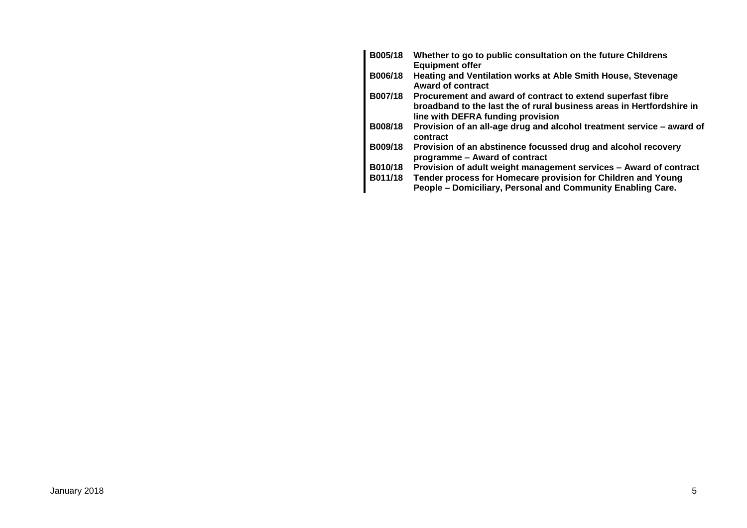| | |
|---|---|
| **B005/18** | **Whether to go to public consultation on the future Childrens Equipment offer** |
| **B006/18** | **Heating and Ventilation works at Able Smith House, Stevenage Award of contract** |
| **B007/18** | **Procurement and award of contract to extend superfast fibre broadband to the last the of rural business areas in Hertfordshire in line with DEFRA funding provision** |
| **B008/18** | **Provision of an all-age drug and alcohol treatment service – award of contract** |
| **B009/18** | **Provision of an abstinence focussed drug and alcohol recovery programme – Award of contract** |
| **B010/18** | **Provision of adult weight management services – Award of contract** |
| **B011/18** | **Tender process for Homecare provision for Children and Young People – Domiciliary, Personal and Community Enabling Care.** |

January 2018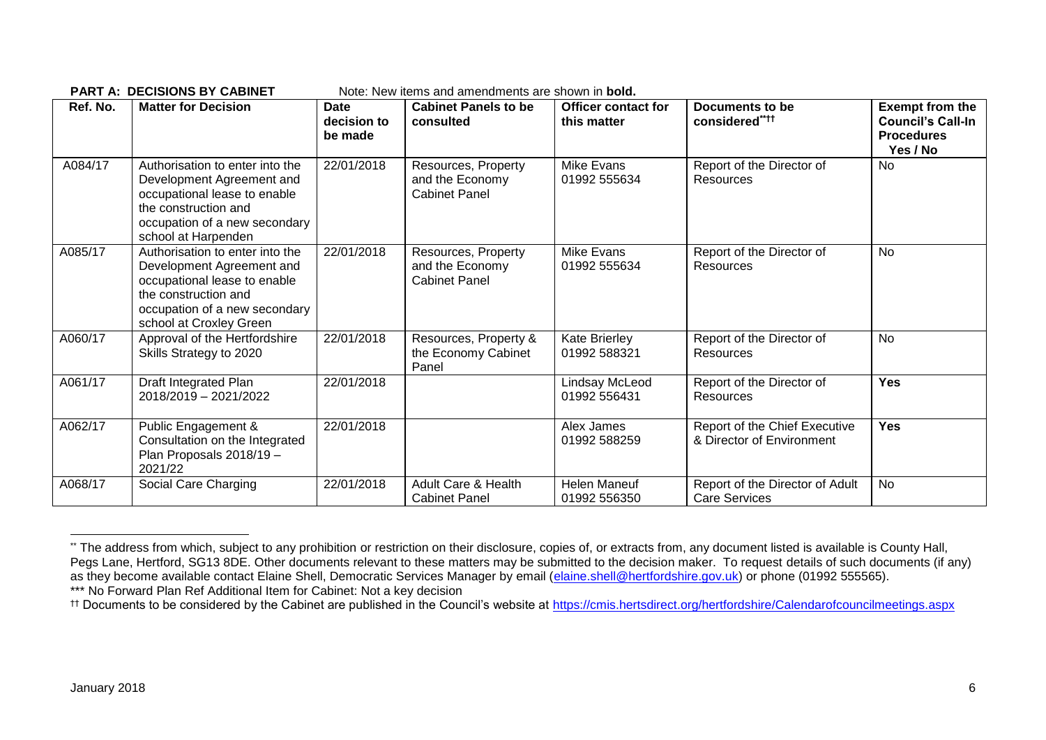**PART A: DECISIONS BY CABINET** Note: New items and amendments are shown in **bold.**

| Ref. No. | Matter for Decision | Date decision to be made | Cabinet Panels to be consulted | Officer contact for this matter | Documents to be considered**†† | Exempt from the Council's Call-In Procedures Yes / No |
|---|---|---|---|---|---|---|
| A084/17 | Authorisation to enter into the Development Agreement and occupational lease to enable the construction and occupation of a new secondary school at Harpenden | 22/01/2018 | Resources, Property and the Economy Cabinet Panel | Mike Evans 01992 555634 | Report of the Director of Resources | No |
| A085/17 | Authorisation to enter into the Development Agreement and occupational lease to enable the construction and occupation of a new secondary school at Croxley Green | 22/01/2018 | Resources, Property and the Economy Cabinet Panel | Mike Evans 01992 555634 | Report of the Director of Resources | No |
| A060/17 | Approval of the Hertfordshire Skills Strategy to 2020 | 22/01/2018 | Resources, Property & the Economy Cabinet Panel | Kate Brierley 01992 588321 | Report of the Director of Resources | No |
| A061/17 | Draft Integrated Plan 2018/2019 – 2021/2022 | 22/01/2018 | | Lindsay McLeod 01992 556431 | Report of the Director of Resources | **Yes** |
| A062/17 | Public Engagement & Consultation on the Integrated Plan Proposals 2018/19 – 2021/22 | 22/01/2018 | | Alex James 01992 588259 | Report of the Chief Executive & Director of Environment | **Yes** |
| A068/17 | Social Care Charging | 22/01/2018 | Adult Care & Health Cabinet Panel | Helen Maneuf 01992 556350 | Report of the Director of Adult Care Services | No |

** The address from which, subject to any prohibition or restriction on their disclosure, copies of, or extracts from, any document listed is available is County Hall, Pegs Lane, Hertford, SG13 8DE. Other documents relevant to these matters may be submitted to the decision maker. To request details of such documents (if any) as they become available contact Elaine Shell, Democratic Services Manager by email (elaine.shell@hertfordshire.gov.uk) or phone (01992 555565).

*** No Forward Plan Ref Additional Item for Cabinet: Not a key decision

†† Documents to be considered by the Cabinet are published in the Council's website at https://cmis.hertsdirect.org/hertfordshire/Calendarofcouncilmeetings.aspx

January 2018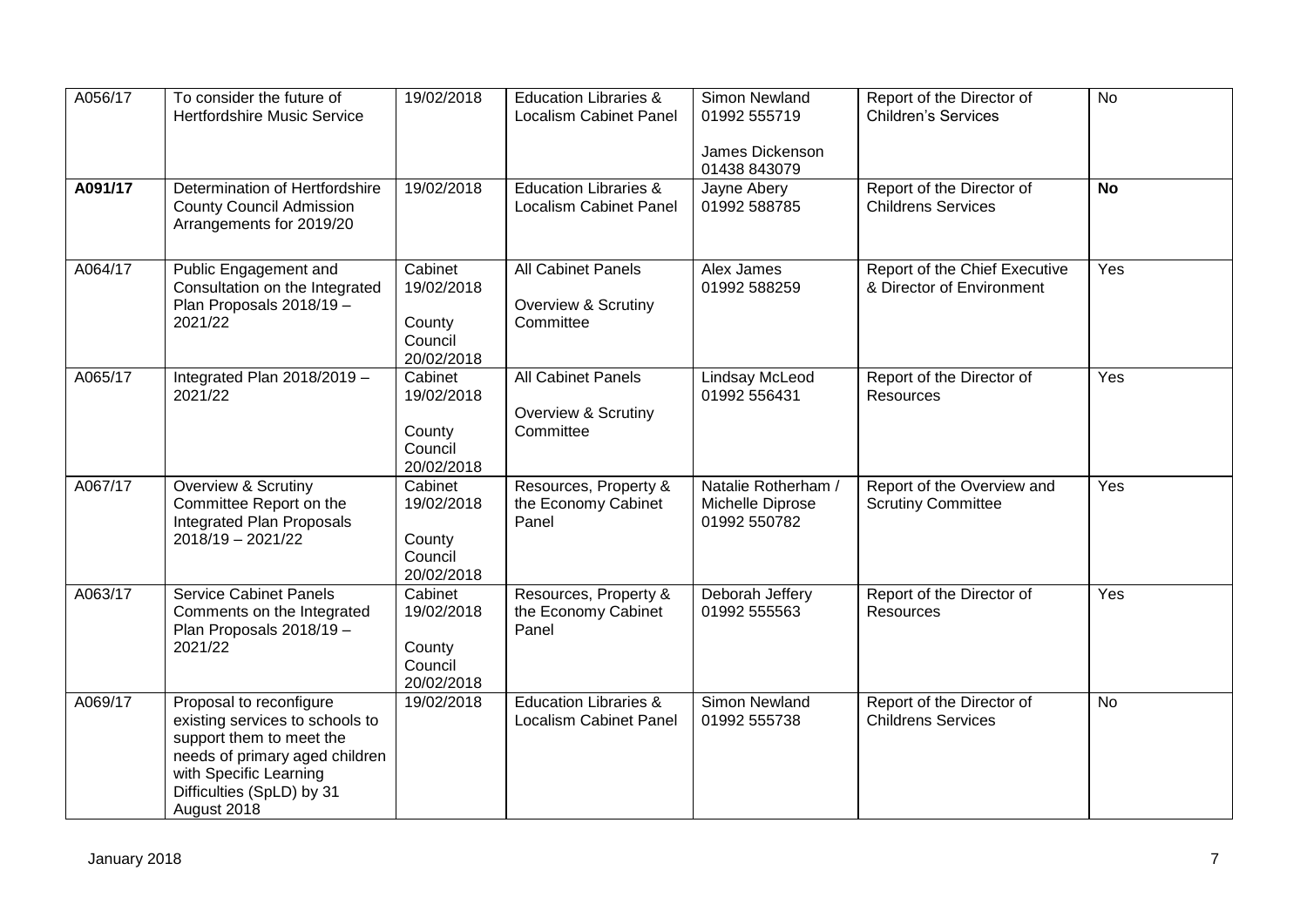| A056/17 | To consider the future of Hertfordshire Music Service | 19/02/2018 | Education Libraries & Localism Cabinet Panel | Simon Newland 01992 555719<br><br>James Dickenson 01438 843079 | Report of the Director of Children's Services | No |
|---|---|---|---|---|---|---|
| **A091/17** | Determination of Hertfordshire County Council Admission Arrangements for 2019/20 | 19/02/2018 | Education Libraries & Localism Cabinet Panel | Jayne Abery 01992 588785 | Report of the Director of Childrens Services | **No** |
| A064/17 | Public Engagement and Consultation on the Integrated Plan Proposals 2018/19 – 2021/22 | Cabinet 19/02/2018<br><br>County Council 20/02/2018 | All Cabinet Panels<br><br>Overview & Scrutiny Committee | Alex James 01992 588259 | Report of the Chief Executive & Director of Environment | Yes |
| A065/17 | Integrated Plan 2018/2019 – 2021/22 | Cabinet 19/02/2018<br><br>County Council 20/02/2018 | All Cabinet Panels<br><br>Overview & Scrutiny Committee | Lindsay McLeod 01992 556431 | Report of the Director of Resources | Yes |
| A067/17 | Overview & Scrutiny Committee Report on the Integrated Plan Proposals 2018/19 – 2021/22 | Cabinet 19/02/2018<br><br>County Council 20/02/2018 | Resources, Property & the Economy Cabinet Panel | Natalie Rotherham / Michelle Diprose 01992 550782 | Report of the Overview and Scrutiny Committee | Yes |
| A063/17 | Service Cabinet Panels Comments on the Integrated Plan Proposals 2018/19 – 2021/22 | Cabinet 19/02/2018<br><br>County Council 20/02/2018 | Resources, Property & the Economy Cabinet Panel | Deborah Jeffery 01992 555563 | Report of the Director of Resources | Yes |
| A069/17 | Proposal to reconfigure existing services to schools to support them to meet the needs of primary aged children with Specific Learning Difficulties (SpLD) by 31 August 2018 | 19/02/2018 | Education Libraries & Localism Cabinet Panel | Simon Newland 01992 555738 | Report of the Director of Childrens Services | No |

January 2018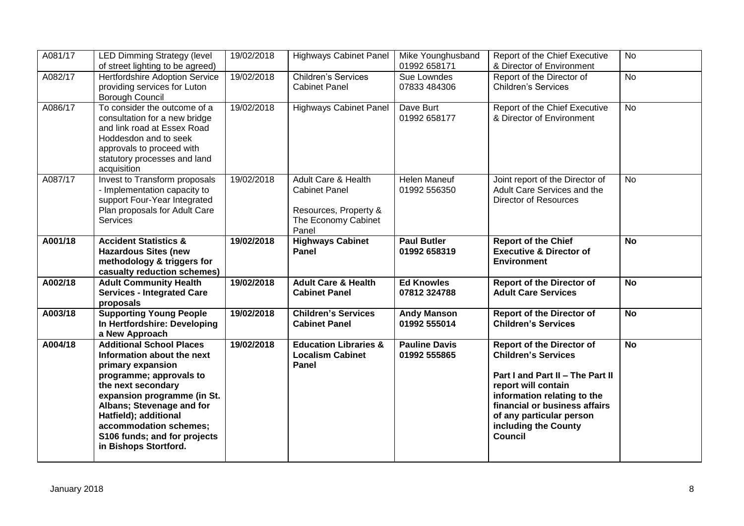| A081/17 | LED Dimming Strategy (level of street lighting to be agreed) | 19/02/2018 | Highways Cabinet Panel | Mike Younghusband 01992 658171 | Report of the Chief Executive & Director of Environment | No |
|---|---|---|---|---|---|---|
| A082/17 | Hertfordshire Adoption Service providing services for Luton Borough Council | 19/02/2018 | Children's Services Cabinet Panel | Sue Lowndes 07833 484306 | Report of the Director of Children's Services | No |
| A086/17 | To consider the outcome of a consultation for a new bridge and link road at Essex Road Hoddesdon and to seek approvals to proceed with statutory processes and land acquisition | 19/02/2018 | Highways Cabinet Panel | Dave Burt 01992 658177 | Report of the Chief Executive & Director of Environment | No |
| A087/17 | Invest to Transform proposals - Implementation capacity to support Four-Year Integrated Plan proposals for Adult Care Services | 19/02/2018 | Adult Care & Health Cabinet Panel<br><br>Resources, Property & The Economy Cabinet Panel | Helen Maneuf 01992 556350 | Joint report of the Director of Adult Care Services and the Director of Resources | No |
| **A001/18** | **Accident Statistics & Hazardous Sites (new methodology & triggers for casualty reduction schemes)** | **19/02/2018** | **Highways Cabinet Panel** | **Paul Butler 01992 658319** | **Report of the Chief Executive & Director of Environment** | **No** |
| **A002/18** | **Adult Community Health Services - Integrated Care proposals** | **19/02/2018** | **Adult Care & Health Cabinet Panel** | **Ed Knowles 07812 324788** | **Report of the Director of Adult Care Services** | **No** |
| **A003/18** | **Supporting Young People In Hertfordshire: Developing a New Approach** | **19/02/2018** | **Children's Services Cabinet Panel** | **Andy Manson 01992 555014** | **Report of the Director of Children's Services** | **No** |
| **A004/18** | **Additional School Places Information about the next primary expansion programme; approvals to the next secondary expansion programme (in St. Albans; Stevenage and for Hatfield); additional accommodation schemes; S106 funds; and for projects in Bishops Stortford.** | **19/02/2018** | **Education Libraries & Localism Cabinet Panel** | **Pauline Davis 01992 555865** | **Report of the Director of Children's Services**<br><br>**Part I and Part II – The Part II report will contain information relating to the financial or business affairs of any particular person including the County Council** | **No** |

January 2018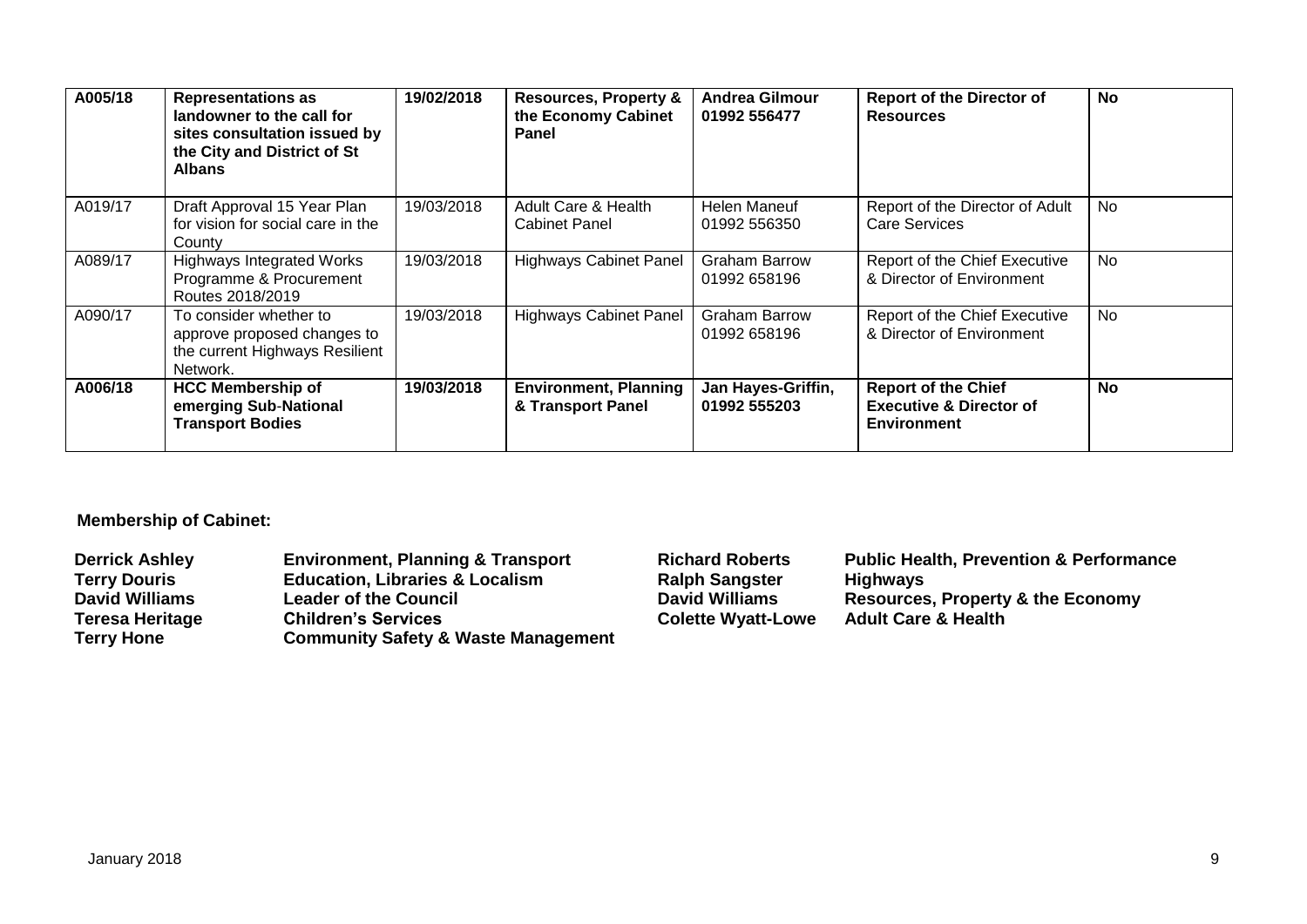| A005/18 | **Representations as landowner to the call for sites consultation issued by the City and District of St Albans** | **19/02/2018** | **Resources, Property & the Economy Cabinet Panel** | **Andrea Gilmour 01992 556477** | **Report of the Director of Resources** | **No** |
|---|---|---|---|---|---|---|
| A019/17 | Draft Approval 15 Year Plan for vision for social care in the County | 19/03/2018 | Adult Care & Health Cabinet Panel | Helen Maneuf 01992 556350 | Report of the Director of Adult Care Services | No |
| A089/17 | Highways Integrated Works Programme & Procurement Routes 2018/2019 | 19/03/2018 | Highways Cabinet Panel | Graham Barrow 01992 658196 | Report of the Chief Executive & Director of Environment | No |
| A090/17 | To consider whether to approve proposed changes to the current Highways Resilient Network. | 19/03/2018 | Highways Cabinet Panel | Graham Barrow 01992 658196 | Report of the Chief Executive & Director of Environment | No |
| **A006/18** | **HCC Membership of emerging Sub-National Transport Bodies** | **19/03/2018** | **Environment, Planning & Transport Panel** | **Jan Hayes-Griffin, 01992 555203** | **Report of the Chief Executive & Director of Environment** | **No** |

**Membership of Cabinet:**

| | | | |
|---|---|---|---|
| **Derrick Ashley** | **Environment, Planning & Transport** | **Richard Roberts** | **Public Health, Prevention & Performance** |
| **Terry Douris** | **Education, Libraries & Localism** | **Ralph Sangster** | **Highways** |
| **David Williams** | **Leader of the Council** | **David Williams** | **Resources, Property & the Economy** |
| **Teresa Heritage** | **Children's Services** | **Colette Wyatt-Lowe** | **Adult Care & Health** |
| **Terry Hone** | **Community Safety & Waste Management** | | |

January 2018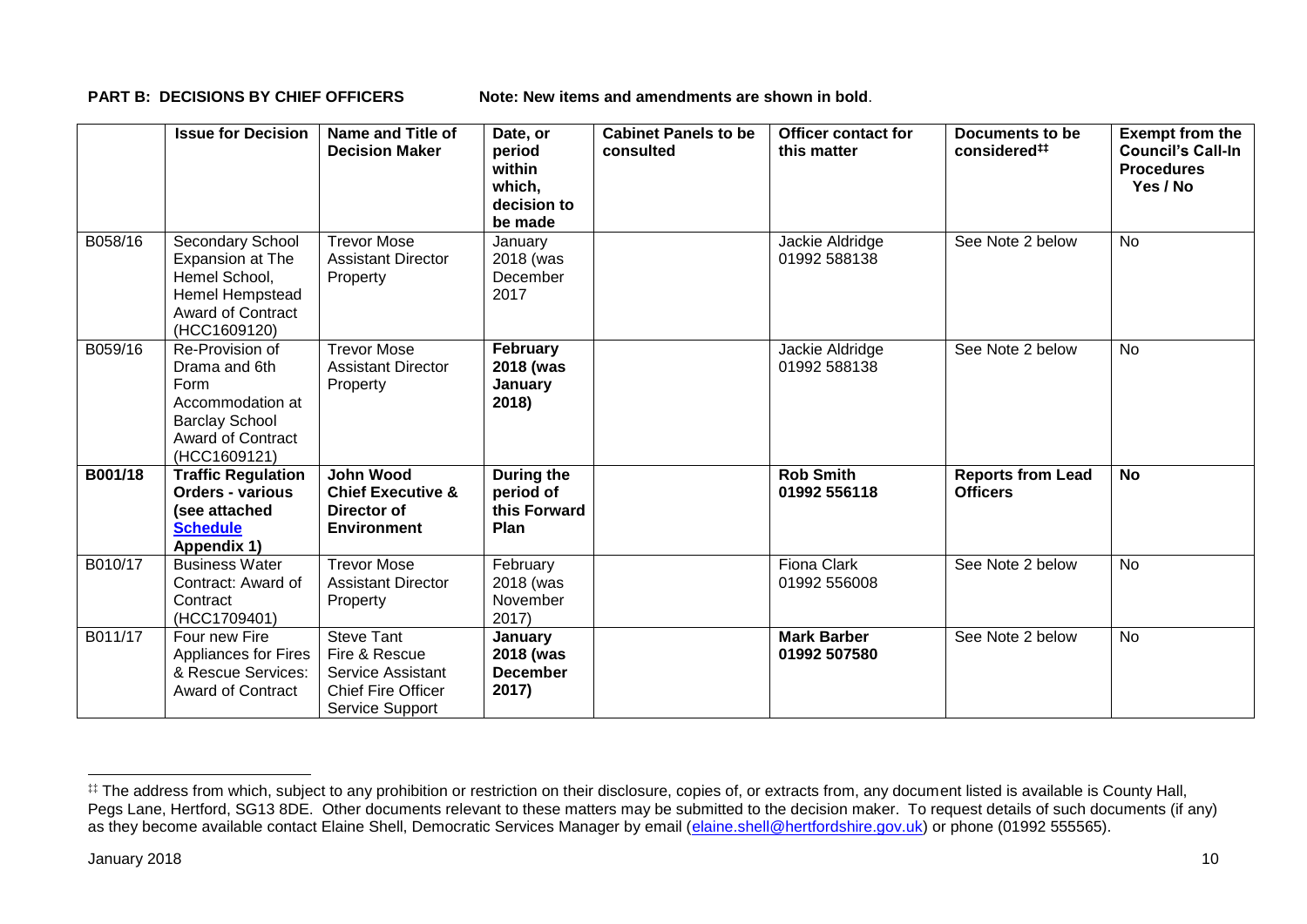**PART B: DECISIONS BY CHIEF OFFICERS** Note: New items and amendments are shown in **bold**.

| | Issue for Decision | Name and Title of Decision Maker | Date, or period within which, decision to be made | Cabinet Panels to be consulted | Officer contact for this matter | Documents to be considered[‡‡] | Exempt from the Council's Call-In Procedures Yes / No |
|---|---|---|---|---|---|---|---|
| B058/16 | Secondary School Expansion at The Hemel School, Hemel Hempstead Award of Contract (HCC1609120) | Trevor Mose Assistant Director Property | January 2018 (was December 2017 | | Jackie Aldridge 01992 588138 | See Note 2 below | No |
| B059/16 | Re-Provision of Drama and 6th Form Accommodation at Barclay School Award of Contract (HCC1609121) | Trevor Mose Assistant Director Property | **February 2018 (was January 2018)** | | Jackie Aldridge 01992 588138 | See Note 2 below | No |
| **B001/18** | **Traffic Regulation Orders - various (see attached [Schedule](#) Appendix 1)** | **John Wood Chief Executive & Director of Environment** | **During the period of this Forward Plan** | | **Rob Smith 01992 556118** | **Reports from Lead Officers** | **No** |
| B010/17 | Business Water Contract: Award of Contract (HCC1709401) | Trevor Mose Assistant Director Property | February 2018 (was November 2017) | | Fiona Clark 01992 556008 | See Note 2 below | No |
| B011/17 | Four new Fire Appliances for Fires & Rescue Services: Award of Contract | Steve Tant Fire & Rescue Service Assistant Chief Fire Officer Service Support | **January 2018 (was December 2017)** | | **Mark Barber 01992 507580** | See Note 2 below | No |

[‡‡] The address from which, subject to any prohibition or restriction on their disclosure, copies of, or extracts from, any document listed is available is County Hall, Pegs Lane, Hertford, SG13 8DE. Other documents relevant to these matters may be submitted to the decision maker. To request details of such documents (if any) as they become available contact Elaine Shell, Democratic Services Manager by email (elaine.shell@hertfordshire.gov.uk) or phone (01992 555565).

January 2018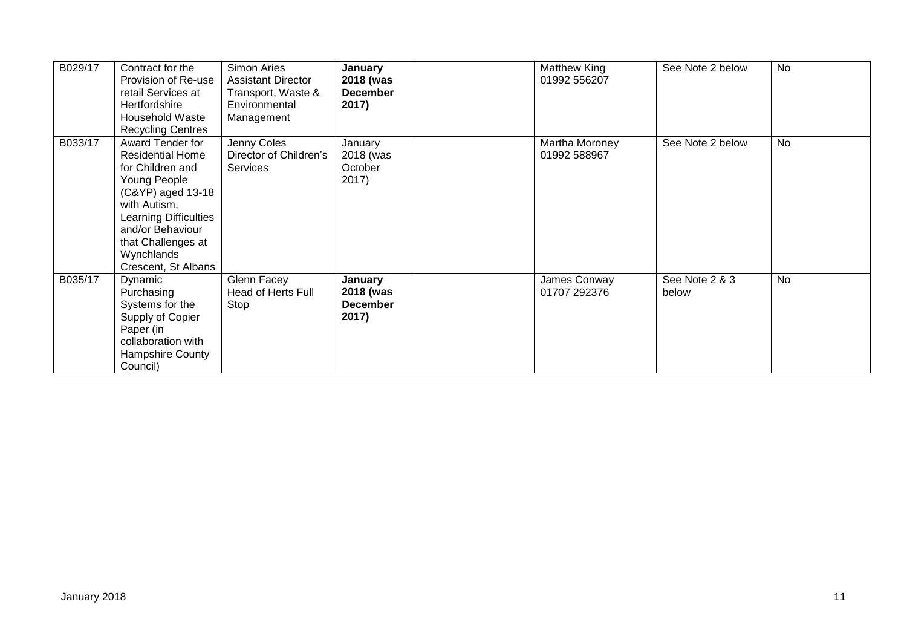| | | | | | | | |
|---|---|---|---|---|---|---|---|
| B029/17 | Contract for the Provision of Re-use retail Services at Hertfordshire Household Waste Recycling Centres | Simon Aries Assistant Director Transport, Waste & Environmental Management | **January 2018 (was December 2017)** | | Matthew King 01992 556207 | See Note 2 below | No |
| B033/17 | Award Tender for Residential Home for Children and Young People (C&YP) aged 13-18 with Autism, Learning Difficulties and/or Behaviour that Challenges at Wynchlands Crescent, St Albans | Jenny Coles Director of Children's Services | January 2018 (was October 2017) | | Martha Moroney 01992 588967 | See Note 2 below | No |
| B035/17 | Dynamic Purchasing Systems for the Supply of Copier Paper (in collaboration with Hampshire County Council) | Glenn Facey Head of Herts Full Stop | **January 2018 (was December 2017)** | | James Conway 01707 292376 | See Note 2 & 3 below | No |

January 2018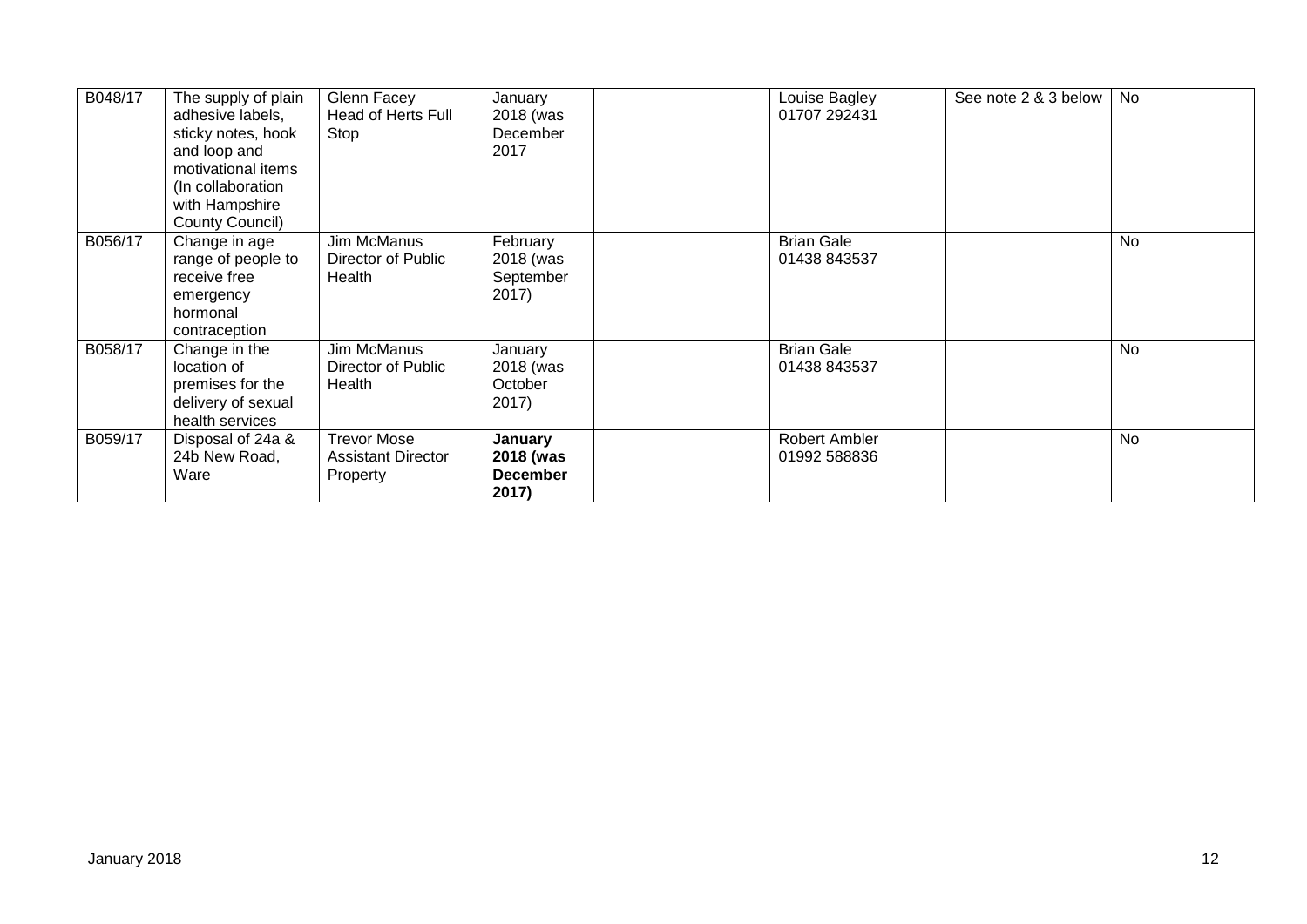| | | | | | | | |
|---|---|---|---|---|---|---|---|
| B048/17 | The supply of plain adhesive labels, sticky notes, hook and loop and motivational items (In collaboration with Hampshire County Council) | Glenn Facey Head of Herts Full Stop | January 2018 (was December 2017 | | Louise Bagley 01707 292431 | See note 2 & 3 below | No |
| B056/17 | Change in age range of people to receive free emergency hormonal contraception | Jim McManus Director of Public Health | February 2018 (was September 2017) | | Brian Gale 01438 843537 | | No |
| B058/17 | Change in the location of premises for the delivery of sexual health services | Jim McManus Director of Public Health | January 2018 (was October 2017) | | Brian Gale 01438 843537 | | No |
| B059/17 | Disposal of 24a & 24b New Road, Ware | Trevor Mose Assistant Director Property | **January 2018 (was December 2017)** | | Robert Ambler 01992 588836 | | No |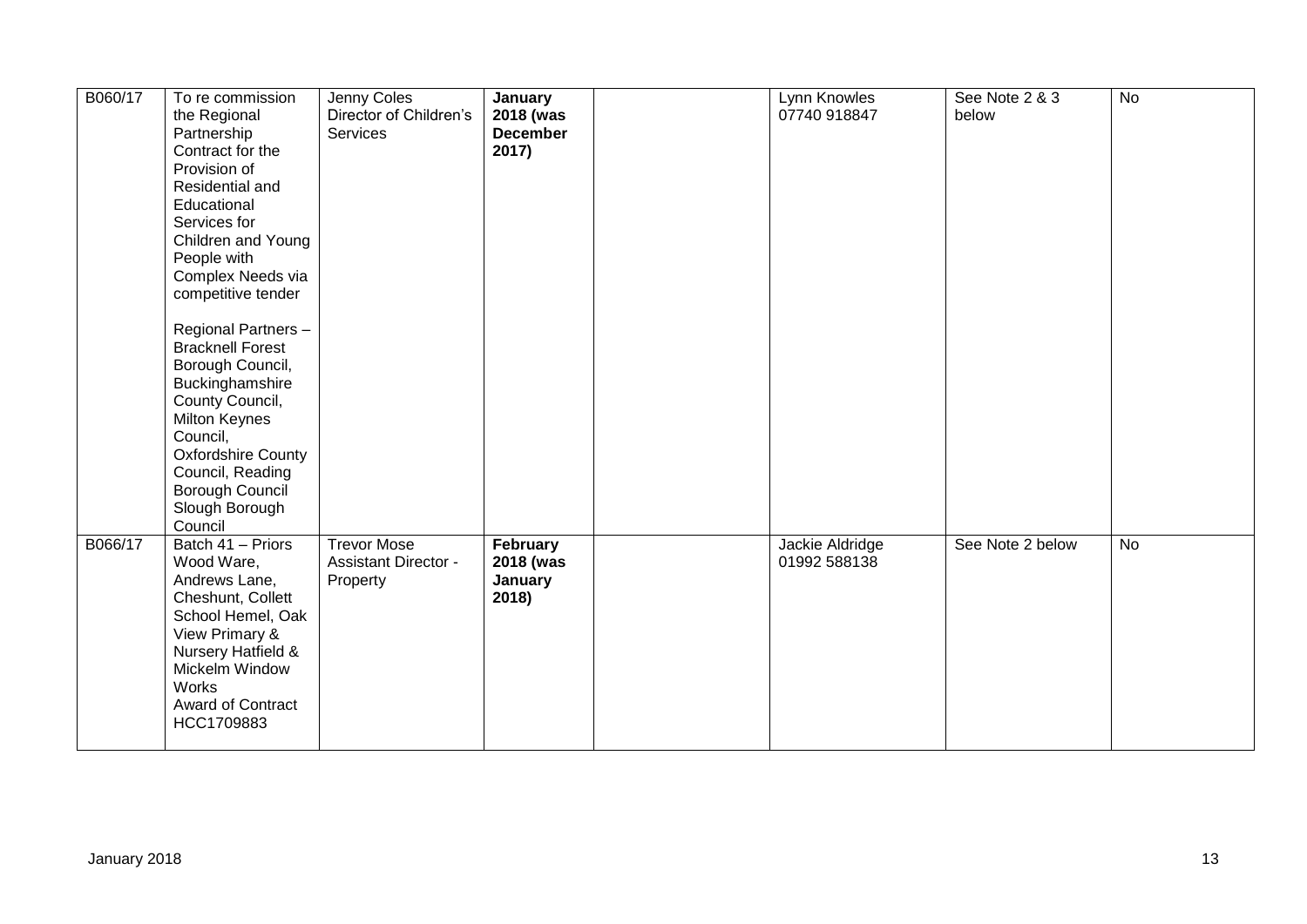| | | | | | | | |
|---|---|---|---|---|---|---|---|
| B060/17 | To re commission the Regional Partnership Contract for the Provision of Residential and Educational Services for Children and Young People with Complex Needs via competitive tender<br><br>Regional Partners – Bracknell Forest Borough Council, Buckinghamshire County Council, Milton Keynes Council, Oxfordshire County Council, Reading Borough Council Slough Borough Council | Jenny Coles Director of Children's Services | **January 2018 (was December 2017)** | | Lynn Knowles 07740 918847 | See Note 2 & 3 below | No |
| B066/17 | Batch 41 – Priors Wood Ware, Andrews Lane, Cheshunt, Collett School Hemel, Oak View Primary & Nursery Hatfield & Mickelm Window Works Award of Contract HCC1709883 | Trevor Mose Assistant Director - Property | **February 2018 (was January 2018)** | | Jackie Aldridge 01992 588138 | See Note 2 below | No |

January 2018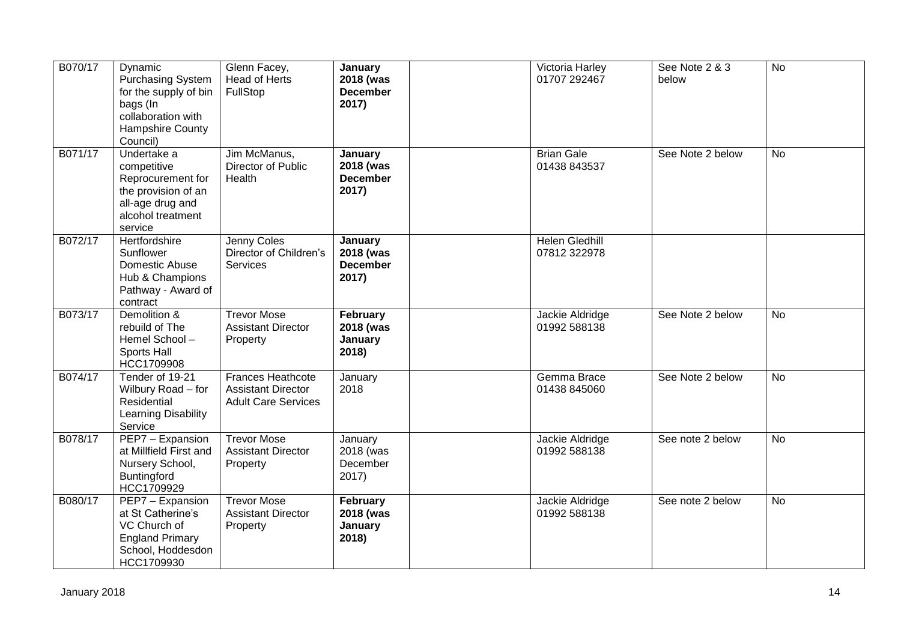| | | | | | | | |
|---|---|---|---|---|---|---|---|
| B070/17 | Dynamic Purchasing System for the supply of bin bags (In collaboration with Hampshire County Council) | Glenn Facey, Head of Herts FullStop | **January 2018 (was December 2017)** | | Victoria Harley 01707 292467 | See Note 2 & 3 below | No |
| B071/17 | Undertake a competitive Reprocurement for the provision of an all-age drug and alcohol treatment service | Jim McManus, Director of Public Health | **January 2018 (was December 2017)** | | Brian Gale 01438 843537 | See Note 2 below | No |
| B072/17 | Hertfordshire Sunflower Domestic Abuse Hub & Champions Pathway - Award of contract | Jenny Coles Director of Children's Services | **January 2018 (was December 2017)** | | Helen Gledhill 07812 322978 | | |
| B073/17 | Demolition & rebuild of The Hemel School – Sports Hall HCC1709908 | Trevor Mose Assistant Director Property | **February 2018 (was January 2018)** | | Jackie Aldridge 01992 588138 | See Note 2 below | No |
| B074/17 | Tender of 19-21 Wilbury Road – for Residential Learning Disability Service | Frances Heathcote Assistant Director Adult Care Services | January 2018 | | Gemma Brace 01438 845060 | See Note 2 below | No |
| B078/17 | PEP7 – Expansion at Millfield First and Nursery School, Buntingford HCC1709929 | Trevor Mose Assistant Director Property | January 2018 (was December 2017) | | Jackie Aldridge 01992 588138 | See note 2 below | No |
| B080/17 | PEP7 – Expansion at St Catherine's VC Church of England Primary School, Hoddesdon HCC1709930 | Trevor Mose Assistant Director Property | **February 2018 (was January 2018)** | | Jackie Aldridge 01992 588138 | See note 2 below | No |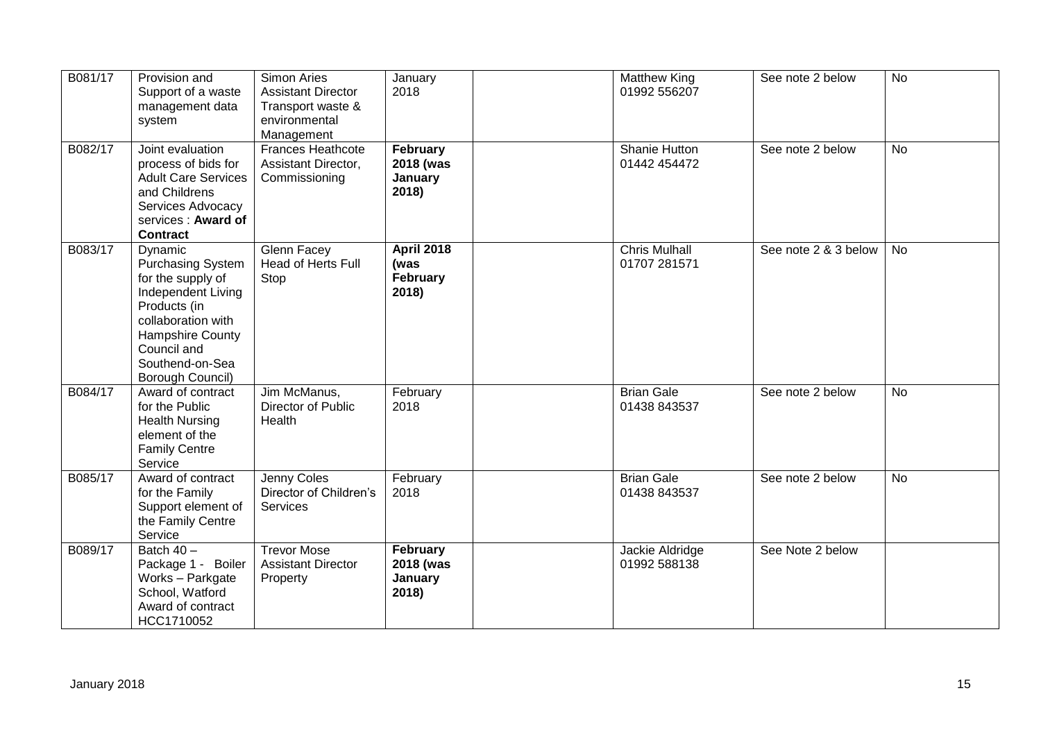| B081/17 | Provision and Support of a waste management data system | Simon Aries Assistant Director Transport waste & environmental Management | January 2018 | | Matthew King 01992 556207 | See note 2 below | No |
|---|---|---|---|---|---|---|---|
| B082/17 | Joint evaluation process of bids for Adult Care Services and Childrens Services Advocacy services : **Award of Contract** | Frances Heathcote Assistant Director, Commissioning | **February 2018 (was January 2018)** | | Shanie Hutton 01442 454472 | See note 2 below | No |
| B083/17 | Dynamic Purchasing System for the supply of Independent Living Products (in collaboration with Hampshire County Council and Southend-on-Sea Borough Council) | Glenn Facey Head of Herts Full Stop | **April 2018 (was February 2018)** | | Chris Mulhall 01707 281571 | See note 2 & 3 below | No |
| B084/17 | Award of contract for the Public Health Nursing element of the Family Centre Service | Jim McManus, Director of Public Health | February 2018 | | Brian Gale 01438 843537 | See note 2 below | No |
| B085/17 | Award of contract for the Family Support element of the Family Centre Service | Jenny Coles Director of Children's Services | February 2018 | | Brian Gale 01438 843537 | See note 2 below | No |
| B089/17 | Batch 40 – Package 1 - Boiler Works – Parkgate School, Watford Award of contract HCC1710052 | Trevor Mose Assistant Director Property | **February 2018 (was January 2018)** | | Jackie Aldridge 01992 588138 | See Note 2 below | |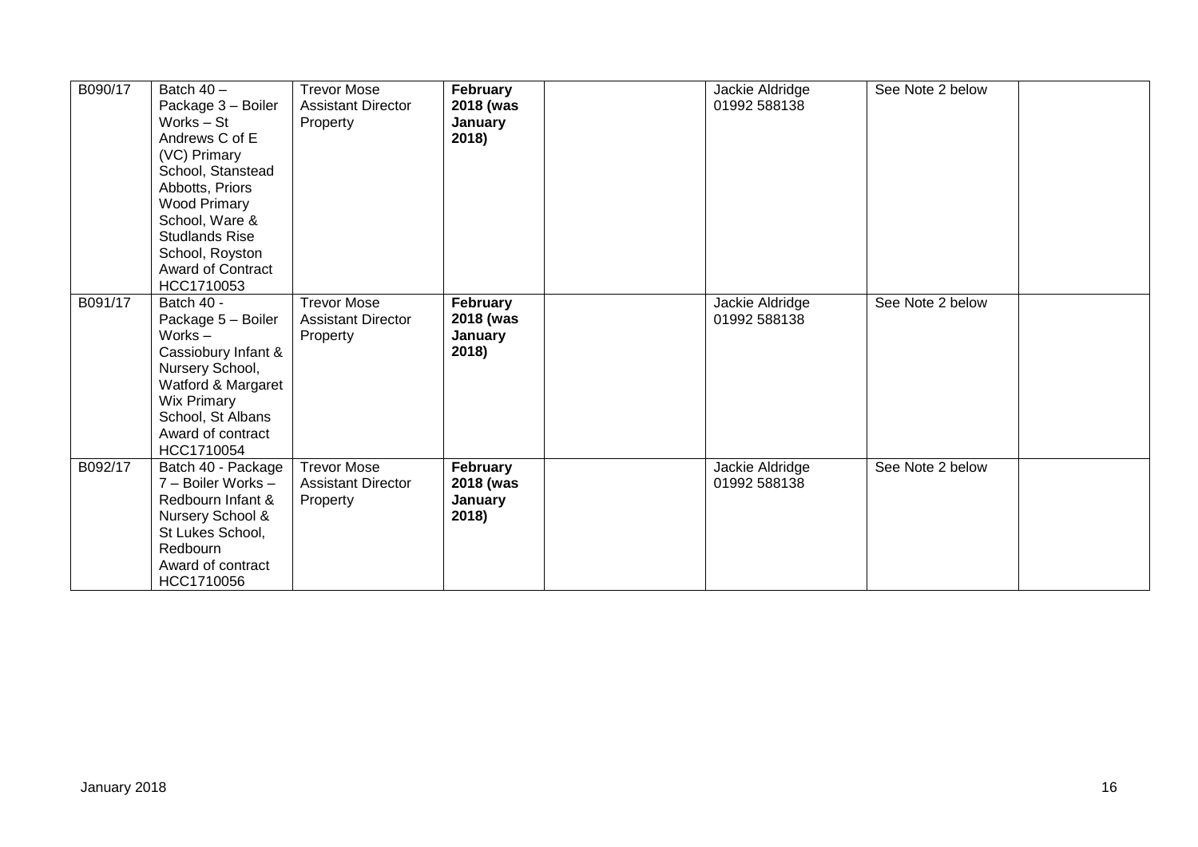| B090/17 | Batch 40 – Package 3 – Boiler Works – St Andrews C of E (VC) Primary School, Stanstead Abbotts, Priors Wood Primary School, Ware & Studlands Rise School, Royston Award of Contract HCC1710053 | Trevor Mose Assistant Director Property | **February 2018 (was January 2018)** | | Jackie Aldridge 01992 588138 | See Note 2 below | |
|---|---|---|---|---|---|---|---|
| B091/17 | Batch 40 - Package 5 – Boiler Works – Cassiobury Infant & Nursery School, Watford & Margaret Wix Primary School, St Albans Award of contract HCC1710054 | Trevor Mose Assistant Director Property | **February 2018 (was January 2018)** | | Jackie Aldridge 01992 588138 | See Note 2 below | |
| B092/17 | Batch 40 - Package 7 – Boiler Works – Redbourn Infant & Nursery School & St Lukes School, Redbourn Award of contract HCC1710056 | Trevor Mose Assistant Director Property | **February 2018 (was January 2018)** | | Jackie Aldridge 01992 588138 | See Note 2 below | |

January 2018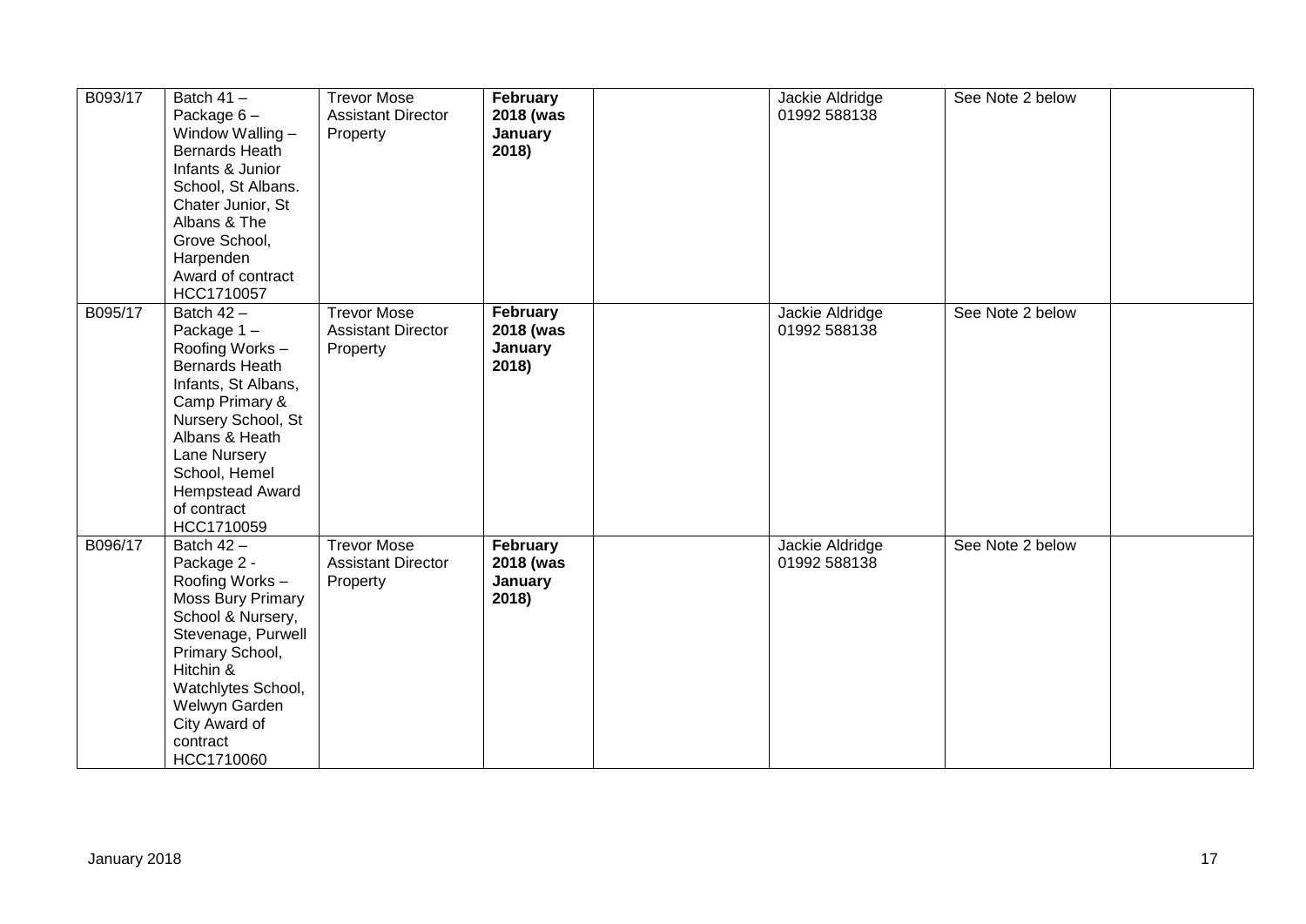| B093/17 | Batch 41 – Package 6 – Window Walling – Bernards Heath Infants & Junior School, St Albans. Chater Junior, St Albans & The Grove School, Harpenden Award of contract HCC1710057 | Trevor Mose Assistant Director Property | **February 2018 (was January 2018)** | | Jackie Aldridge 01992 588138 | See Note 2 below | |
|---|---|---|---|---|---|---|---|
| B095/17 | Batch 42 – Package 1 – Roofing Works – Bernards Heath Infants, St Albans, Camp Primary & Nursery School, St Albans & Heath Lane Nursery School, Hemel Hempstead Award of contract HCC1710059 | Trevor Mose Assistant Director Property | **February 2018 (was January 2018)** | | Jackie Aldridge 01992 588138 | See Note 2 below | |
| B096/17 | Batch 42 – Package 2 - Roofing Works – Moss Bury Primary School & Nursery, Stevenage, Purwell Primary School, Hitchin & Watchlytes School, Welwyn Garden City Award of contract HCC1710060 | Trevor Mose Assistant Director Property | **February 2018 (was January 2018)** | | Jackie Aldridge 01992 588138 | See Note 2 below | |

January 2018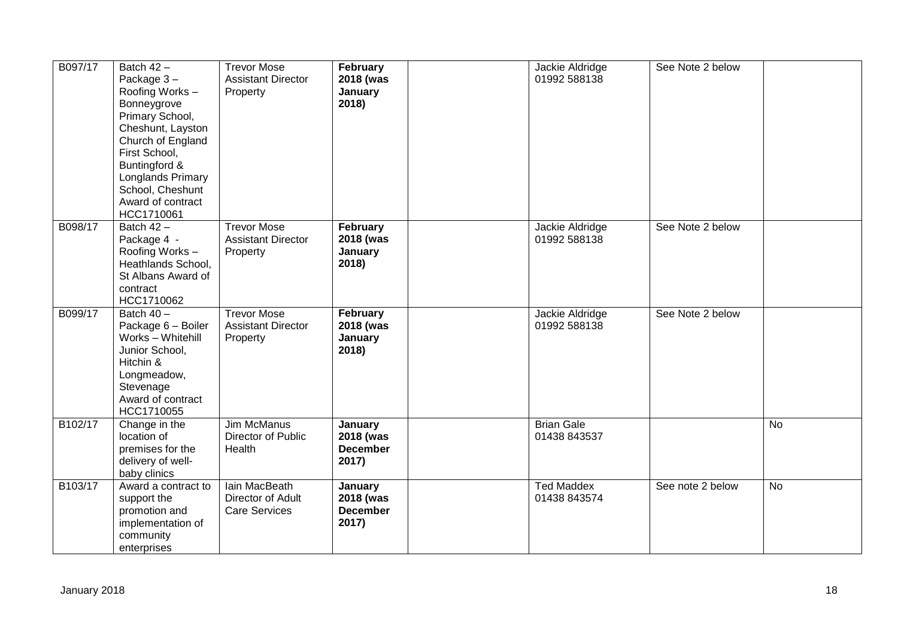| | | | | | | | |
|---|---|---|---|---|---|---|---|
| B097/17 | Batch 42 – Package 3 – Roofing Works – Bonneygrove Primary School, Cheshunt, Layston Church of England First School, Buntingford & Longlands Primary School, Cheshunt Award of contract HCC1710061 | Trevor Mose Assistant Director Property | **February 2018 (was January 2018)** | | Jackie Aldridge 01992 588138 | See Note 2 below | |
| B098/17 | Batch 42 – Package 4 - Roofing Works – Heathlands School, St Albans Award of contract HCC1710062 | Trevor Mose Assistant Director Property | **February 2018 (was January 2018)** | | Jackie Aldridge 01992 588138 | See Note 2 below | |
| B099/17 | Batch 40 – Package 6 – Boiler Works – Whitehill Junior School, Hitchin & Longmeadow, Stevenage Award of contract HCC1710055 | Trevor Mose Assistant Director Property | **February 2018 (was January 2018)** | | Jackie Aldridge 01992 588138 | See Note 2 below | |
| B102/17 | Change in the location of premises for the delivery of well-baby clinics | Jim McManus Director of Public Health | **January 2018 (was December 2017)** | | Brian Gale 01438 843537 | | No |
| B103/17 | Award a contract to support the promotion and implementation of community enterprises | Iain MacBeath Director of Adult Care Services | **January 2018 (was December 2017)** | | Ted Maddex 01438 843574 | See note 2 below | No |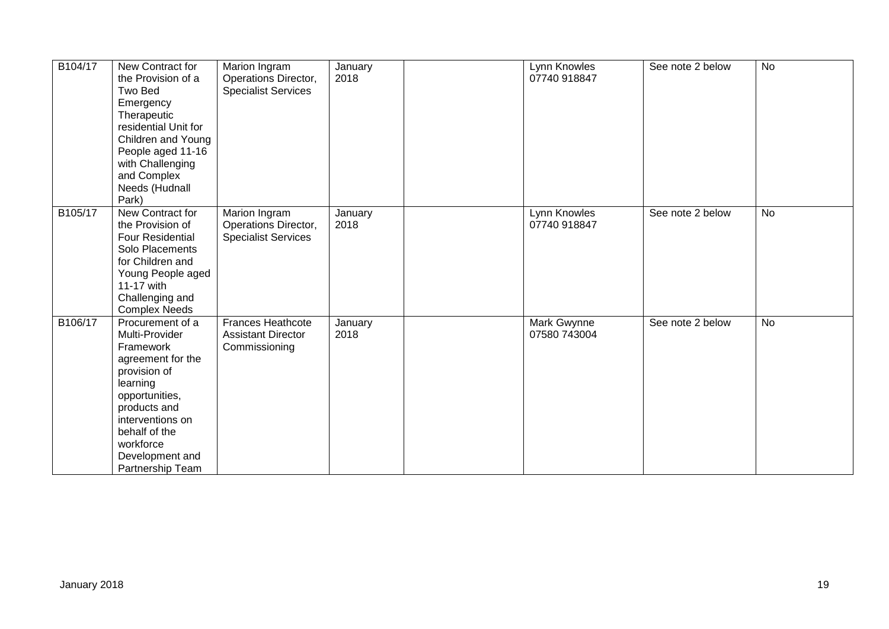| B104/17 | New Contract for the Provision of a Two Bed Emergency Therapeutic residential Unit for Children and Young People aged 11-16 with Challenging and Complex Needs (Hudnall Park) | Marion Ingram Operations Director, Specialist Services | January 2018 | | Lynn Knowles 07740 918847 | See note 2 below | No |
|---|---|---|---|---|---|---|---|
| B105/17 | New Contract for the Provision of Four Residential Solo Placements for Children and Young People aged 11-17 with Challenging and Complex Needs | Marion Ingram Operations Director, Specialist Services | January 2018 | | Lynn Knowles 07740 918847 | See note 2 below | No |
| B106/17 | Procurement of a Multi-Provider Framework agreement for the provision of learning opportunities, products and interventions on behalf of the workforce Development and Partnership Team | Frances Heathcote Assistant Director Commissioning | January 2018 | | Mark Gwynne 07580 743004 | See note 2 below | No |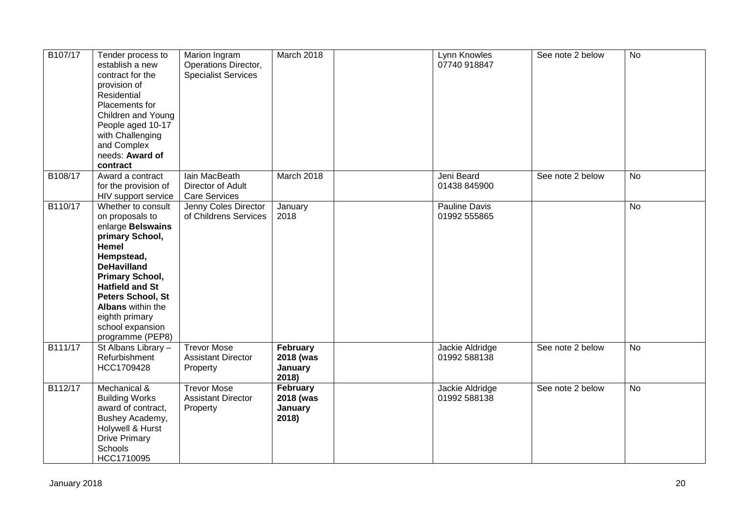| B107/17 | Tender process to establish a new contract for the provision of Residential Placements for Children and Young People aged 10-17 with Challenging and Complex needs: **Award of contract** | Marion Ingram Operations Director, Specialist Services | March 2018 | | Lynn Knowles 07740 918847 | See note 2 below | No |
|---|---|---|---|---|---|---|---|
| B108/17 | Award a contract for the provision of HIV support service | Iain MacBeath Director of Adult Care Services | March 2018 | | Jeni Beard 01438 845900 | See note 2 below | No |
| B110/17 | Whether to consult on proposals to enlarge **Belswains primary School, Hemel Hempstead, DeHavilland Primary School, Hatfield and St Peters School, St Albans** within the eighth primary school expansion programme (PEP8) | Jenny Coles Director of Childrens Services | January 2018 | | Pauline Davis 01992 555865 | | No |
| B111/17 | St Albans Library – Refurbishment HCC1709428 | Trevor Mose Assistant Director Property | **February 2018 (was January 2018)** | | Jackie Aldridge 01992 588138 | See note 2 below | No |
| B112/17 | Mechanical & Building Works award of contract, Bushey Academy, Holywell & Hurst Drive Primary Schools HCC1710095 | Trevor Mose Assistant Director Property | **February 2018 (was January 2018)** | | Jackie Aldridge 01992 588138 | See note 2 below | No |

January 2018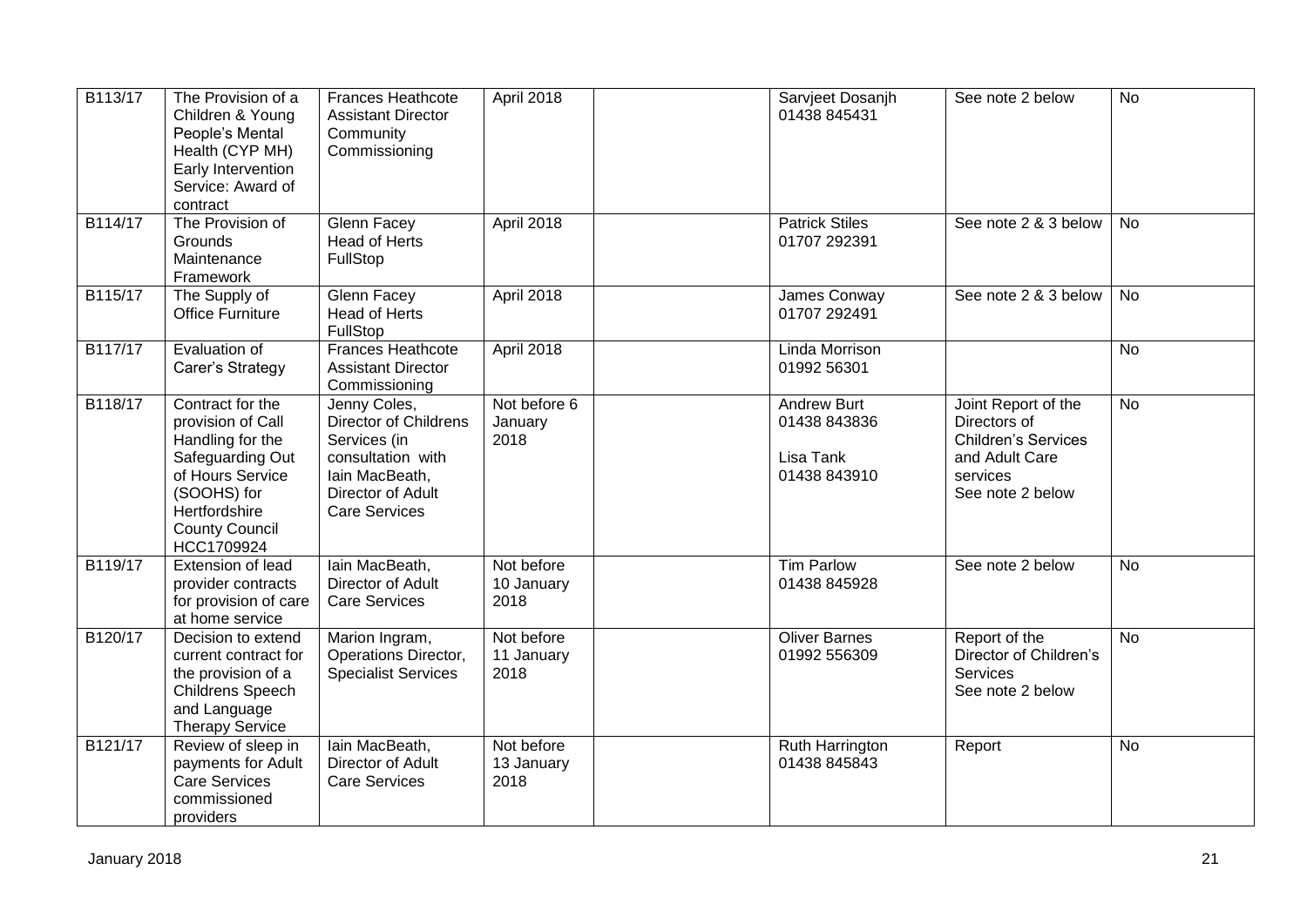| B113/17 | The Provision of a Children & Young People's Mental Health (CYP MH) Early Intervention Service: Award of contract | Frances Heathcote Assistant Director Community Commissioning | April 2018 | | Sarvjeet Dosanjh 01438 845431 | See note 2 below | No |
|---|---|---|---|---|---|---|---|
| B114/17 | The Provision of Grounds Maintenance Framework | Glenn Facey Head of Herts FullStop | April 2018 | | Patrick Stiles 01707 292391 | See note 2 & 3 below | No |
| B115/17 | The Supply of Office Furniture | Glenn Facey Head of Herts FullStop | April 2018 | | James Conway 01707 292491 | See note 2 & 3 below | No |
| B117/17 | Evaluation of Carer's Strategy | Frances Heathcote Assistant Director Commissioning | April 2018 | | Linda Morrison 01992 56301 | | No |
| B118/17 | Contract for the provision of Call Handling for the Safeguarding Out of Hours Service (SOOHS) for Hertfordshire County Council HCC1709924 | Jenny Coles, Director of Childrens Services (in consultation with Iain MacBeath, Director of Adult Care Services | Not before 6 January 2018 | | Andrew Burt 01438 843836<br><br>Lisa Tank 01438 843910 | Joint Report of the Directors of Children's Services and Adult Care services See note 2 below | No |
| B119/17 | Extension of lead provider contracts for provision of care at home service | Iain MacBeath, Director of Adult Care Services | Not before 10 January 2018 | | Tim Parlow 01438 845928 | See note 2 below | No |
| B120/17 | Decision to extend current contract for the provision of a Childrens Speech and Language Therapy Service | Marion Ingram, Operations Director, Specialist Services | Not before 11 January 2018 | | Oliver Barnes 01992 556309 | Report of the Director of Children's Services See note 2 below | No |
| B121/17 | Review of sleep in payments for Adult Care Services commissioned providers | Iain MacBeath, Director of Adult Care Services | Not before 13 January 2018 | | Ruth Harrington 01438 845843 | Report | No |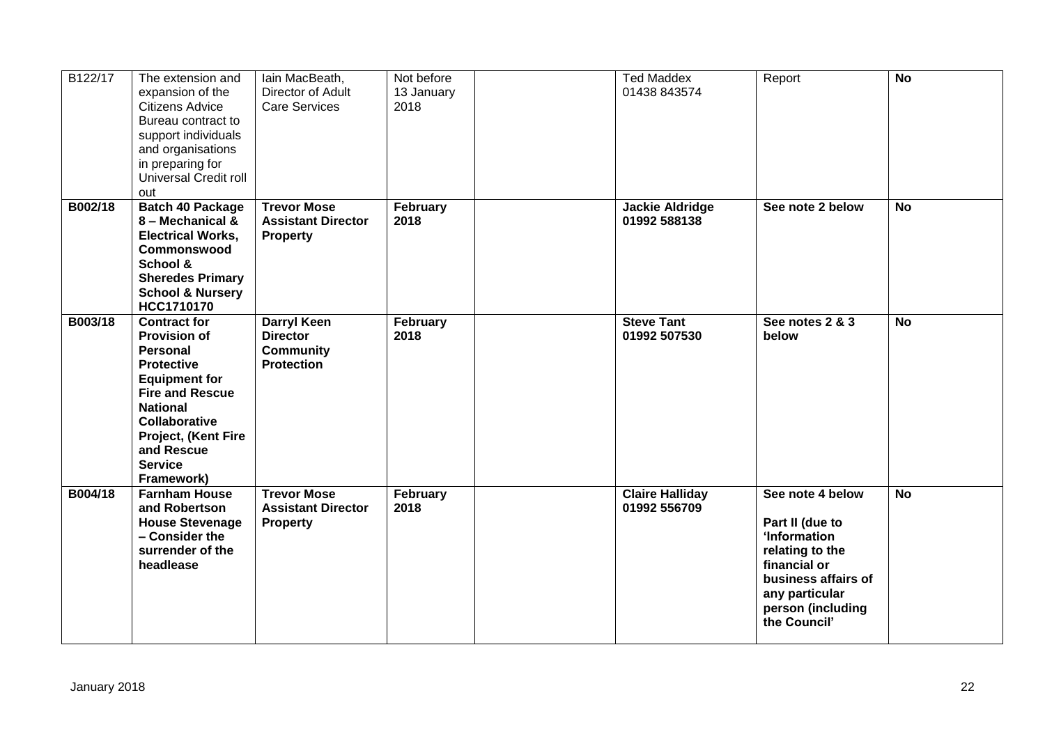| | | | | | | | |
|---|---|---|---|---|---|---|---|
| B122/17 | The extension and expansion of the Citizens Advice Bureau contract to support individuals and organisations in preparing for Universal Credit roll out | Iain MacBeath, Director of Adult Care Services | Not before 13 January 2018 | | Ted Maddex 01438 843574 | Report | **No** |
| **B002/18** | **Batch 40 Package 8 – Mechanical & Electrical Works, Commonswood School & Sheredes Primary School & Nursery HCC1710170** | **Trevor Mose Assistant Director Property** | **February 2018** | | **Jackie Aldridge 01992 588138** | **See note 2 below** | **No** |
| **B003/18** | **Contract for Provision of Personal Protective Equipment for Fire and Rescue National Collaborative Project, (Kent Fire and Rescue Service Framework)** | **Darryl Keen Director Community Protection** | **February 2018** | | **Steve Tant 01992 507530** | **See notes 2 & 3 below** | **No** |
| **B004/18** | **Farnham House and Robertson House Stevenage – Consider the surrender of the headlease** | **Trevor Mose Assistant Director Property** | **February 2018** | | **Claire Halliday 01992 556709** | **See note 4 below**<br><br>**Part II (due to 'Information relating to the financial or business affairs of any particular person (including the Council'** | **No** |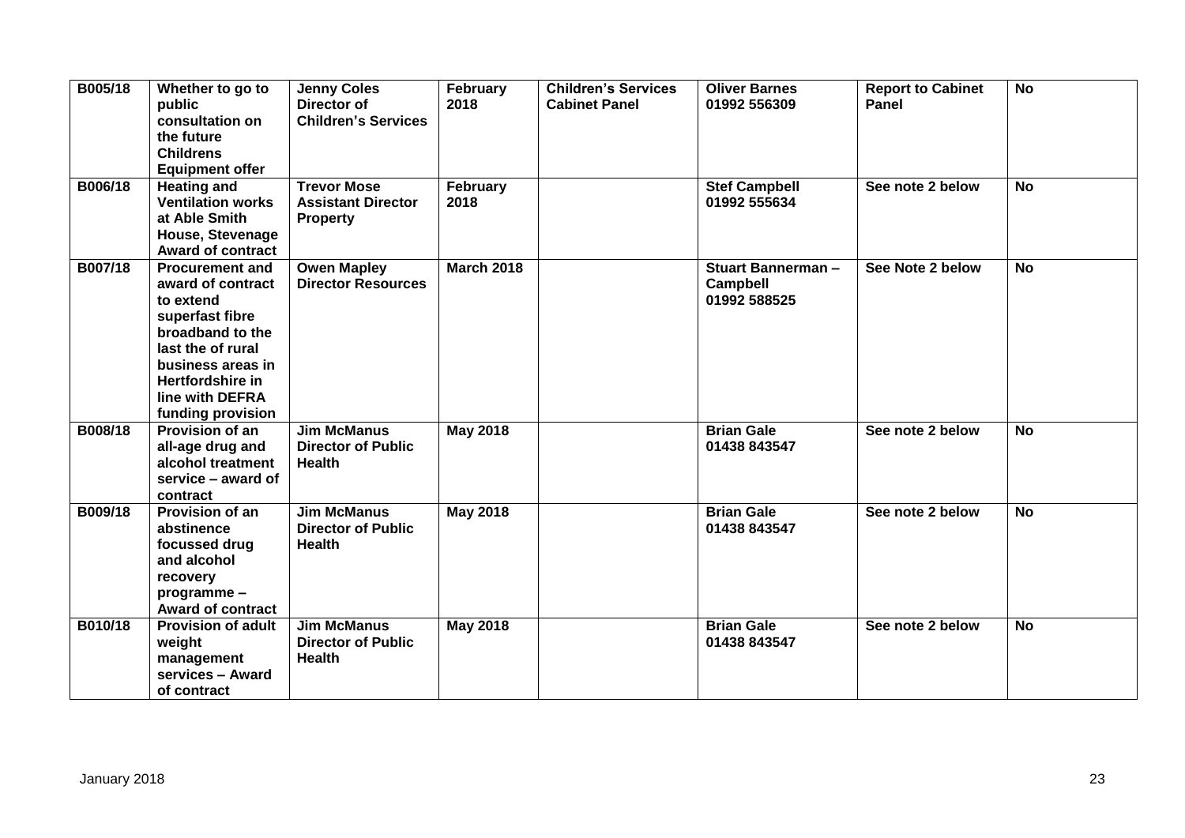| B005/18 | Whether to go to public consultation on the future Childrens Equipment offer | Jenny Coles Director of Children's Services | February 2018 | Children's Services Cabinet Panel | Oliver Barnes 01992 556309 | Report to Cabinet Panel | No |
|---|---|---|---|---|---|---|---|
| B006/18 | Heating and Ventilation works at Able Smith House, Stevenage Award of contract | Trevor Mose Assistant Director Property | February 2018 | | Stef Campbell 01992 555634 | See note 2 below | No |
| B007/18 | Procurement and award of contract to extend superfast fibre broadband to the last the of rural business areas in Hertfordshire in line with DEFRA funding provision | Owen Mapley Director Resources | March 2018 | | Stuart Bannerman – Campbell 01992 588525 | See Note 2 below | No |
| B008/18 | Provision of an all-age drug and alcohol treatment service – award of contract | Jim McManus Director of Public Health | May 2018 | | Brian Gale 01438 843547 | See note 2 below | No |
| B009/18 | Provision of an abstinence focussed drug and alcohol recovery programme – Award of contract | Jim McManus Director of Public Health | May 2018 | | Brian Gale 01438 843547 | See note 2 below | No |
| B010/18 | Provision of adult weight management services – Award of contract | Jim McManus Director of Public Health | May 2018 | | Brian Gale 01438 843547 | See note 2 below | No |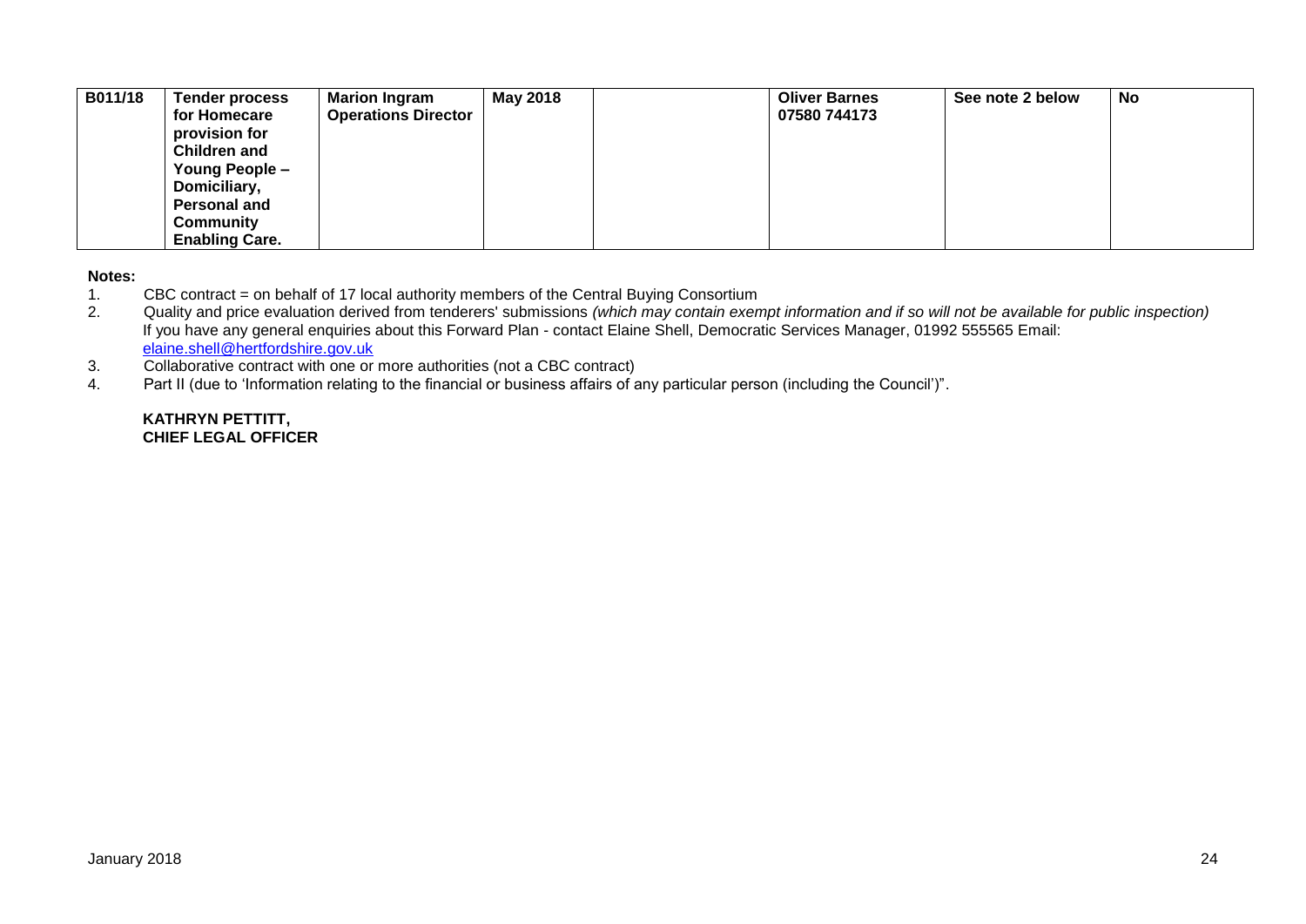| B011/18 | **Tender process for Homecare provision for Children and Young People – Domiciliary, Personal and Community Enabling Care.** | **Marion Ingram Operations Director** | **May 2018** | | **Oliver Barnes 07580 744173** | **See note 2 below** | **No** |
|---|---|---|---|---|---|---|---|

**Notes:**

1. CBC contract = on behalf of 17 local authority members of the Central Buying Consortium
2. Quality and price evaluation derived from tenderers' submissions *(which may contain exempt information and if so will not be available for public inspection)*
   If you have any general enquiries about this Forward Plan - contact Elaine Shell, Democratic Services Manager, 01992 555565 Email: elaine.shell@hertfordshire.gov.uk
3. Collaborative contract with one or more authorities (not a CBC contract)
4. Part II (due to 'Information relating to the financial or business affairs of any particular person (including the Council')".

**KATHRYN PETTITT,**
**CHIEF LEGAL OFFICER**

January 2018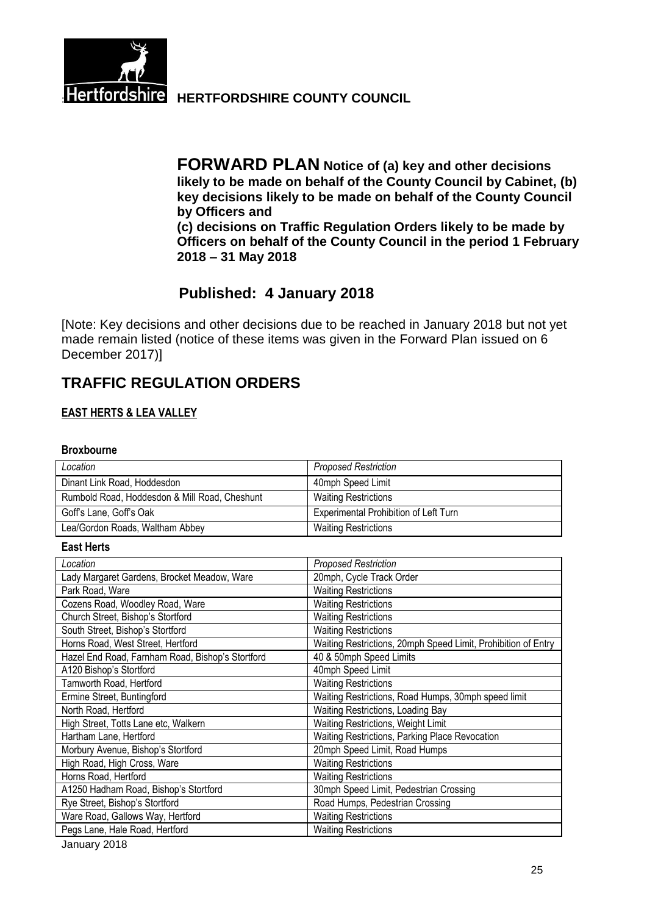**HERTFORDSHIRE COUNTY COUNCIL**

# FORWARD PLAN

**Notice of (a) key and other decisions likely to be made on behalf of the County Council by Cabinet, (b) key decisions likely to be made on behalf of the County Council by Officers and (c) decisions on Traffic Regulation Orders likely to be made by Officers on behalf of the County Council in the period 1 February 2018 – 31 May 2018**

## Published: 4 January 2018

[Note: Key decisions and other decisions due to be reached in January 2018 but not yet made remain listed (notice of these items was given in the Forward Plan issued on 6 December 2017)]

## TRAFFIC REGULATION ORDERS

### EAST HERTS & LEA VALLEY

**Broxbourne**

| *Location* | *Proposed Restriction* |
|---|---|
| Dinant Link Road, Hoddesdon | 40mph Speed Limit |
| Rumbold Road, Hoddesdon & Mill Road, Cheshunt | Waiting Restrictions |
| Goff's Lane, Goff's Oak | Experimental Prohibition of Left Turn |
| Lea/Gordon Roads, Waltham Abbey | Waiting Restrictions |

**East Herts**

| *Location* | *Proposed Restriction* |
|---|---|
| Lady Margaret Gardens, Brocket Meadow, Ware | 20mph, Cycle Track Order |
| Park Road, Ware | Waiting Restrictions |
| Cozens Road, Woodley Road, Ware | Waiting Restrictions |
| Church Street, Bishop's Stortford | Waiting Restrictions |
| South Street, Bishop's Stortford | Waiting Restrictions |
| Horns Road, West Street, Hertford | Waiting Restrictions, 20mph Speed Limit, Prohibition of Entry |
| Hazel End Road, Farnham Road, Bishop's Stortford | 40 & 50mph Speed Limits |
| A120 Bishop's Stortford | 40mph Speed Limit |
| Tamworth Road, Hertford | Waiting Restrictions |
| Ermine Street, Buntingford | Waiting Restrictions, Road Humps, 30mph speed limit |
| North Road, Hertford | Waiting Restrictions, Loading Bay |
| High Street, Totts Lane etc, Walkern | Waiting Restrictions, Weight Limit |
| Hartham Lane, Hertford | Waiting Restrictions, Parking Place Revocation |
| Morbury Avenue, Bishop's Stortford | 20mph Speed Limit, Road Humps |
| High Road, High Cross, Ware | Waiting Restrictions |
| Horns Road, Hertford | Waiting Restrictions |
| A1250 Hadham Road, Bishop's Stortford | 30mph Speed Limit, Pedestrian Crossing |
| Rye Street, Bishop's Stortford | Road Humps, Pedestrian Crossing |
| Ware Road, Gallows Way, Hertford | Waiting Restrictions |
| Pegs Lane, Hale Road, Hertford | Waiting Restrictions |

January 2018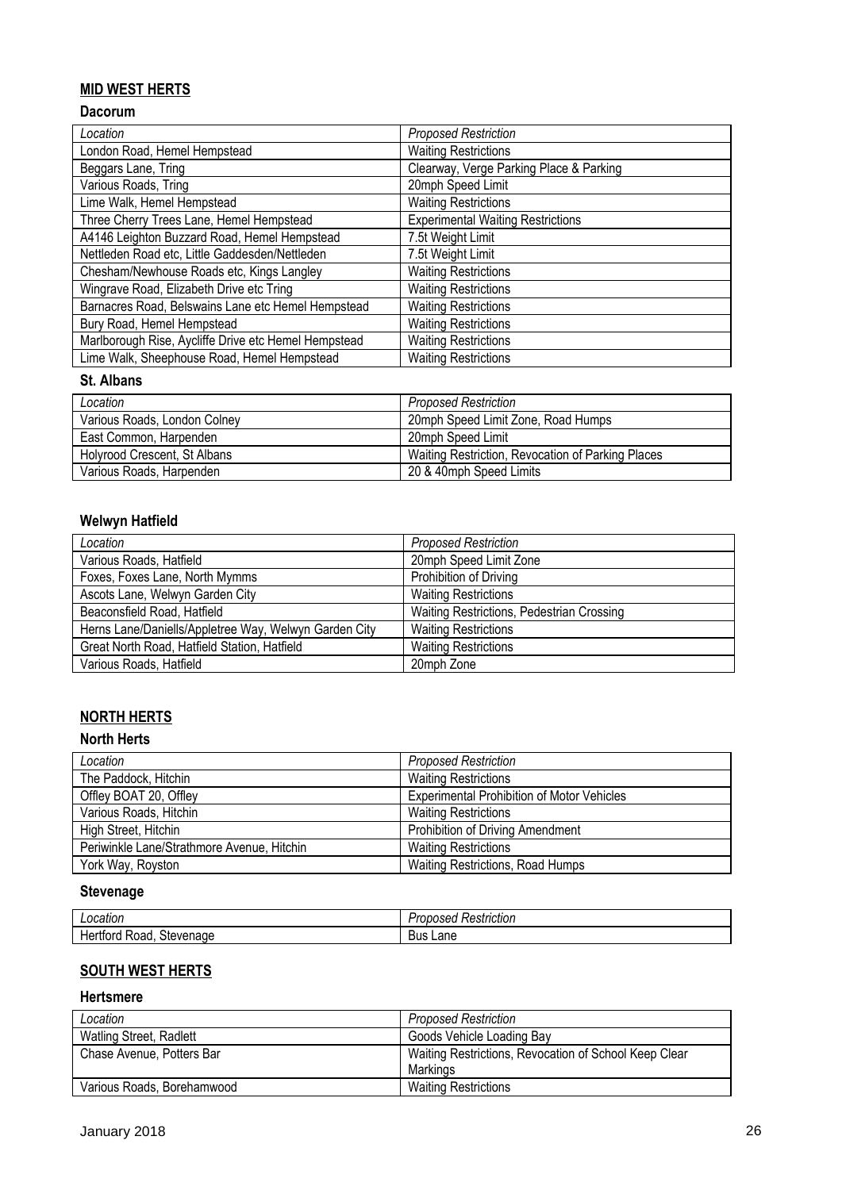## MID WEST HERTS

### Dacorum

| *Location* | *Proposed Restriction* |
|---|---|
| London Road, Hemel Hempstead | Waiting Restrictions |
| Beggars Lane, Tring | Clearway, Verge Parking Place & Parking |
| Various Roads, Tring | 20mph Speed Limit |
| Lime Walk, Hemel Hempstead | Waiting Restrictions |
| Three Cherry Trees Lane, Hemel Hempstead | Experimental Waiting Restrictions |
| A4146 Leighton Buzzard Road, Hemel Hempstead | 7.5t Weight Limit |
| Nettleden Road etc, Little Gaddesden/Nettleden | 7.5t Weight Limit |
| Chesham/Newhouse Roads etc, Kings Langley | Waiting Restrictions |
| Wingrave Road, Elizabeth Drive etc Tring | Waiting Restrictions |
| Barnacres Road, Belswains Lane etc Hemel Hempstead | Waiting Restrictions |
| Bury Road, Hemel Hempstead | Waiting Restrictions |
| Marlborough Rise, Aycliffe Drive etc Hemel Hempstead | Waiting Restrictions |
| Lime Walk, Sheephouse Road, Hemel Hempstead | Waiting Restrictions |

### St. Albans

| *Location* | *Proposed Restriction* |
|---|---|
| Various Roads, London Colney | 20mph Speed Limit Zone, Road Humps |
| East Common, Harpenden | 20mph Speed Limit |
| Holyrood Crescent, St Albans | Waiting Restriction, Revocation of Parking Places |
| Various Roads, Harpenden | 20 & 40mph Speed Limits |

### Welwyn Hatfield

| *Location* | *Proposed Restriction* |
|---|---|
| Various Roads, Hatfield | 20mph Speed Limit Zone |
| Foxes, Foxes Lane, North Mymms | Prohibition of Driving |
| Ascots Lane, Welwyn Garden City | Waiting Restrictions |
| Beaconsfield Road, Hatfield | Waiting Restrictions, Pedestrian Crossing |
| Herns Lane/Daniells/Appletree Way, Welwyn Garden City | Waiting Restrictions |
| Great North Road, Hatfield Station, Hatfield | Waiting Restrictions |
| Various Roads, Hatfield | 20mph Zone |

## NORTH HERTS

### North Herts

| *Location* | *Proposed Restriction* |
|---|---|
| The Paddock, Hitchin | Waiting Restrictions |
| Offley BOAT 20, Offley | Experimental Prohibition of Motor Vehicles |
| Various Roads, Hitchin | Waiting Restrictions |
| High Street, Hitchin | Prohibition of Driving Amendment |
| Periwinkle Lane/Strathmore Avenue, Hitchin | Waiting Restrictions |
| York Way, Royston | Waiting Restrictions, Road Humps |

### Stevenage

| *Location* | *Proposed Restriction* |
|---|---|
| Hertford Road, Stevenage | Bus Lane |

## SOUTH WEST HERTS

### Hertsmere

| *Location* | *Proposed Restriction* |
|---|---|
| Watling Street, Radlett | Goods Vehicle Loading Bay |
| Chase Avenue, Potters Bar | Waiting Restrictions, Revocation of School Keep Clear Markings |
| Various Roads, Borehamwood | Waiting Restrictions |

January 2018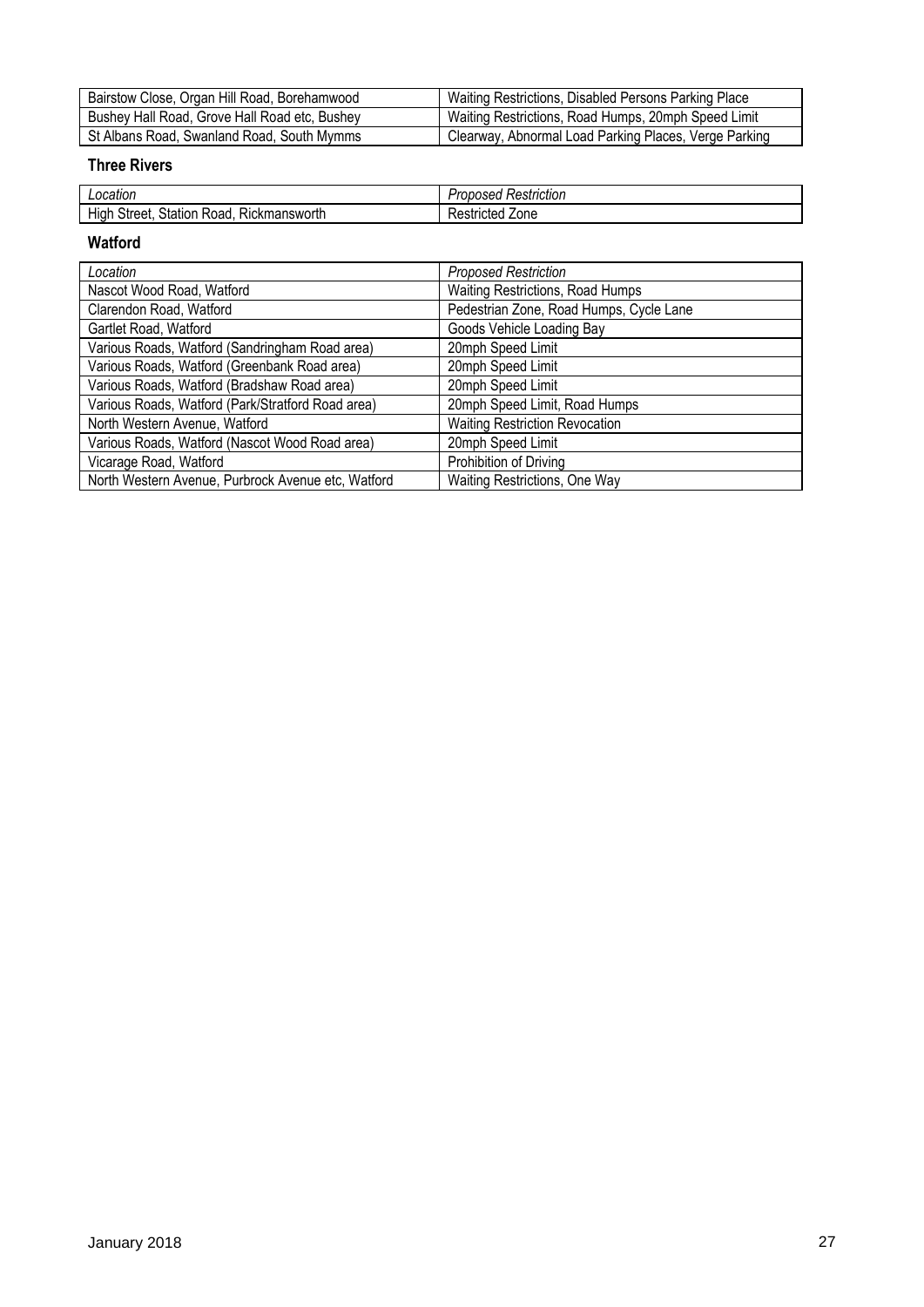| | |
|---|---|
| Bairstow Close, Organ Hill Road, Borehamwood | Waiting Restrictions, Disabled Persons Parking Place |
| Bushey Hall Road, Grove Hall Road etc, Bushey | Waiting Restrictions, Road Humps, 20mph Speed Limit |
| St Albans Road, Swanland Road, South Mymms | Clearway, Abnormal Load Parking Places, Verge Parking |

**Three Rivers**

| *Location* | *Proposed Restriction* |
|---|---|
| High Street, Station Road, Rickmansworth | Restricted Zone |

**Watford**

| *Location* | *Proposed Restriction* |
|---|---|
| Nascot Wood Road, Watford | Waiting Restrictions, Road Humps |
| Clarendon Road, Watford | Pedestrian Zone, Road Humps, Cycle Lane |
| Gartlet Road, Watford | Goods Vehicle Loading Bay |
| Various Roads, Watford (Sandringham Road area) | 20mph Speed Limit |
| Various Roads, Watford (Greenbank Road area) | 20mph Speed Limit |
| Various Roads, Watford (Bradshaw Road area) | 20mph Speed Limit |
| Various Roads, Watford (Park/Stratford Road area) | 20mph Speed Limit, Road Humps |
| North Western Avenue, Watford | Waiting Restriction Revocation |
| Various Roads, Watford (Nascot Wood Road area) | 20mph Speed Limit |
| Vicarage Road, Watford | Prohibition of Driving |
| North Western Avenue, Purbrock Avenue etc, Watford | Waiting Restrictions, One Way |

January 2018